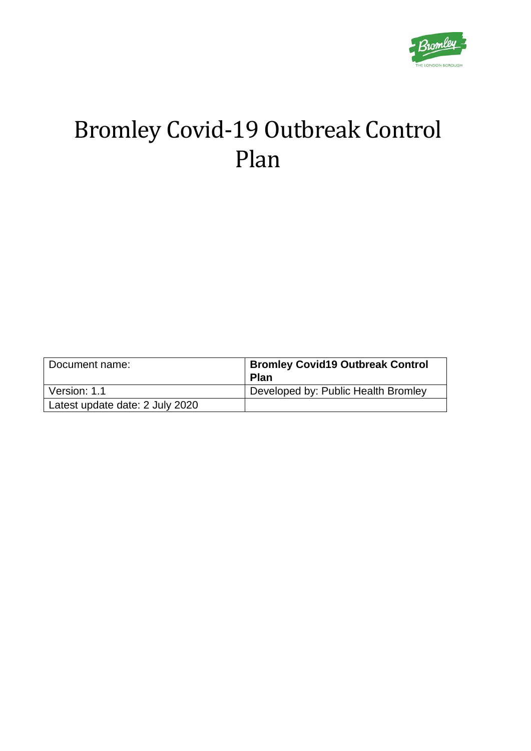# Bromley Covid-19 Outbreak Control Plan

| Document name: | **Bromley Covid19 Outbreak Control Plan** |
|---|---|
| Version: 1.1 | Developed by: Public Health Bromley |
| Latest update date: 2 July 2020 | |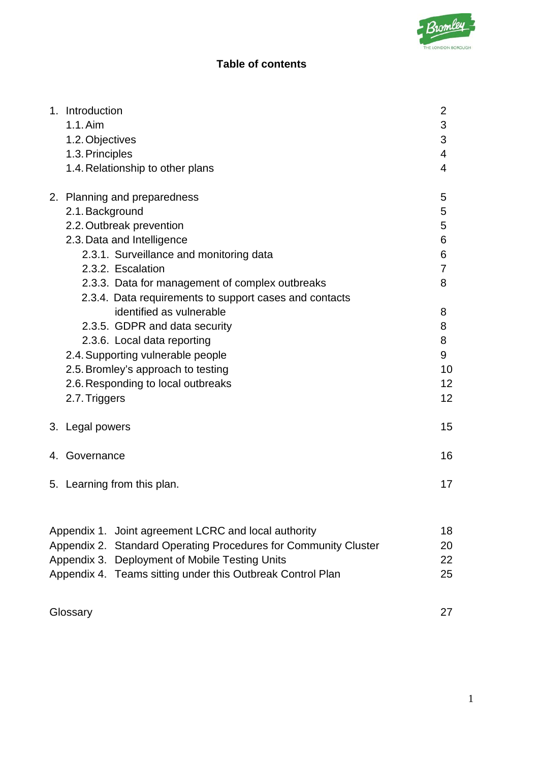## Table of contents

| | |
|---|---|
| 1. Introduction | 2 |
| 1.1. Aim | 3 |
| 1.2. Objectives | 3 |
| 1.3. Principles | 4 |
| 1.4. Relationship to other plans | 4 |
| 2. Planning and preparedness | 5 |
| 2.1. Background | 5 |
| 2.2. Outbreak prevention | 5 |
| 2.3. Data and Intelligence | 6 |
| 2.3.1. Surveillance and monitoring data | 6 |
| 2.3.2. Escalation | 7 |
| 2.3.3. Data for management of complex outbreaks | 8 |
| 2.3.4. Data requirements to support cases and contacts identified as vulnerable | 8 |
| 2.3.5. GDPR and data security | 8 |
| 2.3.6. Local data reporting | 8 |
| 2.4. Supporting vulnerable people | 9 |
| 2.5. Bromley's approach to testing | 10 |
| 2.6. Responding to local outbreaks | 12 |
| 2.7. Triggers | 12 |
| 3. Legal powers | 15 |
| 4. Governance | 16 |
| 5. Learning from this plan. | 17 |
| Appendix 1. Joint agreement LCRC and local authority | 18 |
| Appendix 2. Standard Operating Procedures for Community Cluster | 20 |
| Appendix 3. Deployment of Mobile Testing Units | 22 |
| Appendix 4. Teams sitting under this Outbreak Control Plan | 25 |
| Glossary | 27 |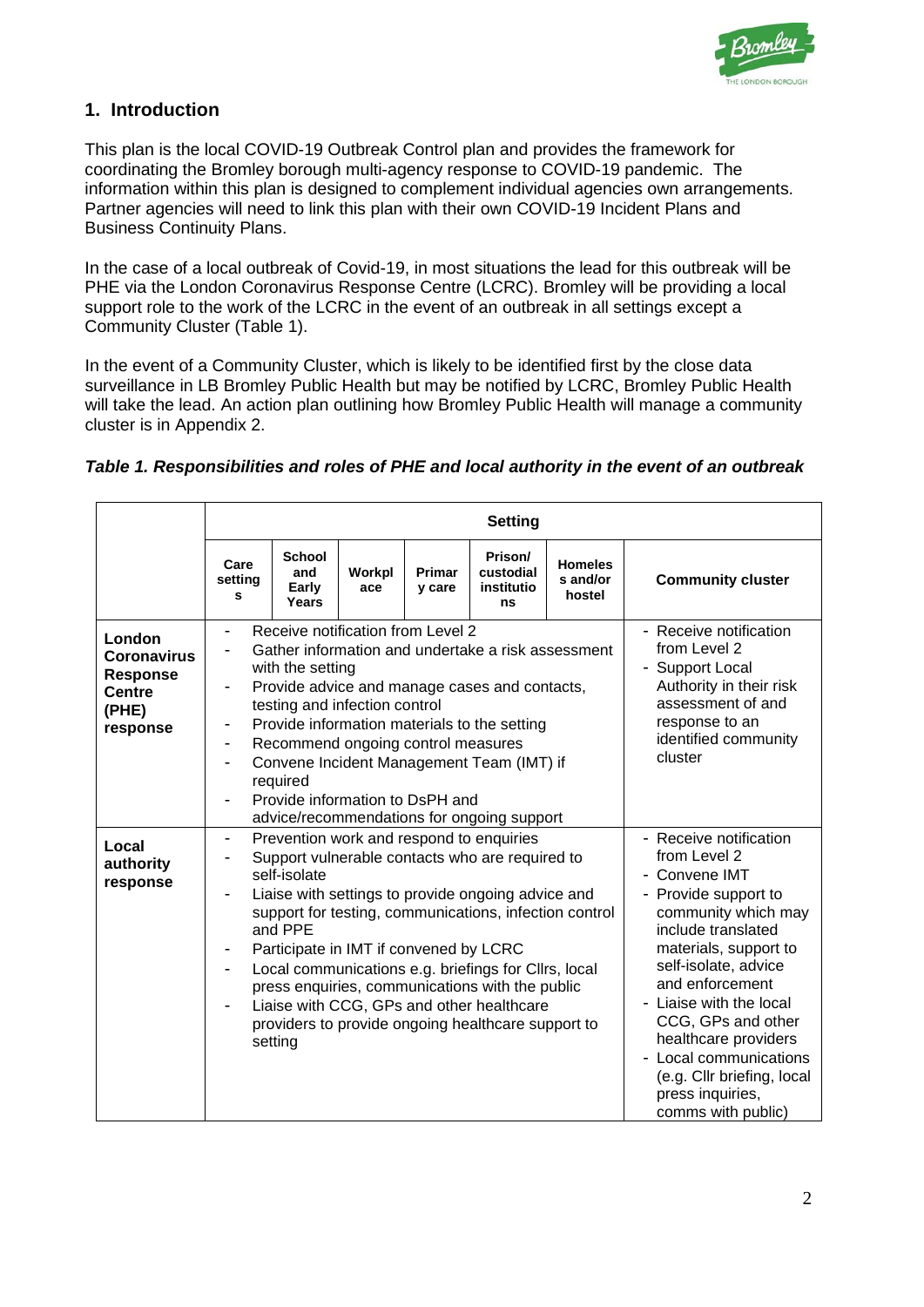## 1. Introduction

This plan is the local COVID-19 Outbreak Control plan and provides the framework for coordinating the Bromley borough multi-agency response to COVID-19 pandemic. The information within this plan is designed to complement individual agencies own arrangements. Partner agencies will need to link this plan with their own COVID-19 Incident Plans and Business Continuity Plans.

In the case of a local outbreak of Covid-19, in most situations the lead for this outbreak will be PHE via the London Coronavirus Response Centre (LCRC). Bromley will be providing a local support role to the work of the LCRC in the event of an outbreak in all settings except a Community Cluster (Table 1).

In the event of a Community Cluster, which is likely to be identified first by the close data surveillance in LB Bromley Public Health but may be notified by LCRC, Bromley Public Health will take the lead. An action plan outlining how Bromley Public Health will manage a community cluster is in Appendix 2.

***Table 1. Responsibilities and roles of PHE and local authority in the event of an outbreak***

| | Setting | | | | | | |
|---|---|---|---|---|---|---|---|
| | **Care settings** | **School and Early Years** | **Workplace** | **Primary care** | **Prison/ custodial institutions** | **Homeless and/or hostel** | **Community cluster** |
| **London Coronavirus Response Centre (PHE) response** | - Receive notification from Level 2<br>- Gather information and undertake a risk assessment with the setting<br>- Provide advice and manage cases and contacts, testing and infection control<br>- Provide information materials to the setting<br>- Recommend ongoing control measures<br>- Convene Incident Management Team (IMT) if required<br>- Provide information to DsPH and advice/recommendations for ongoing support | | | | | | - Receive notification from Level 2<br>- Support Local Authority in their risk assessment of and response to an identified community cluster |
| **Local authority response** | - Prevention work and respond to enquiries<br>- Support vulnerable contacts who are required to self-isolate<br>- Liaise with settings to provide ongoing advice and support for testing, communications, infection control and PPE<br>- Participate in IMT if convened by LCRC<br>- Local communications e.g. briefings for Cllrs, local press enquiries, communications with the public<br>- Liaise with CCG, GPs and other healthcare providers to provide ongoing healthcare support to setting | | | | | | - Receive notification from Level 2<br>- Convene IMT<br>- Provide support to community which may include translated materials, support to self-isolate, advice and enforcement<br>- Liaise with the local CCG, GPs and other healthcare providers<br>- Local communications (e.g. Cllr briefing, local press inquiries, comms with public) |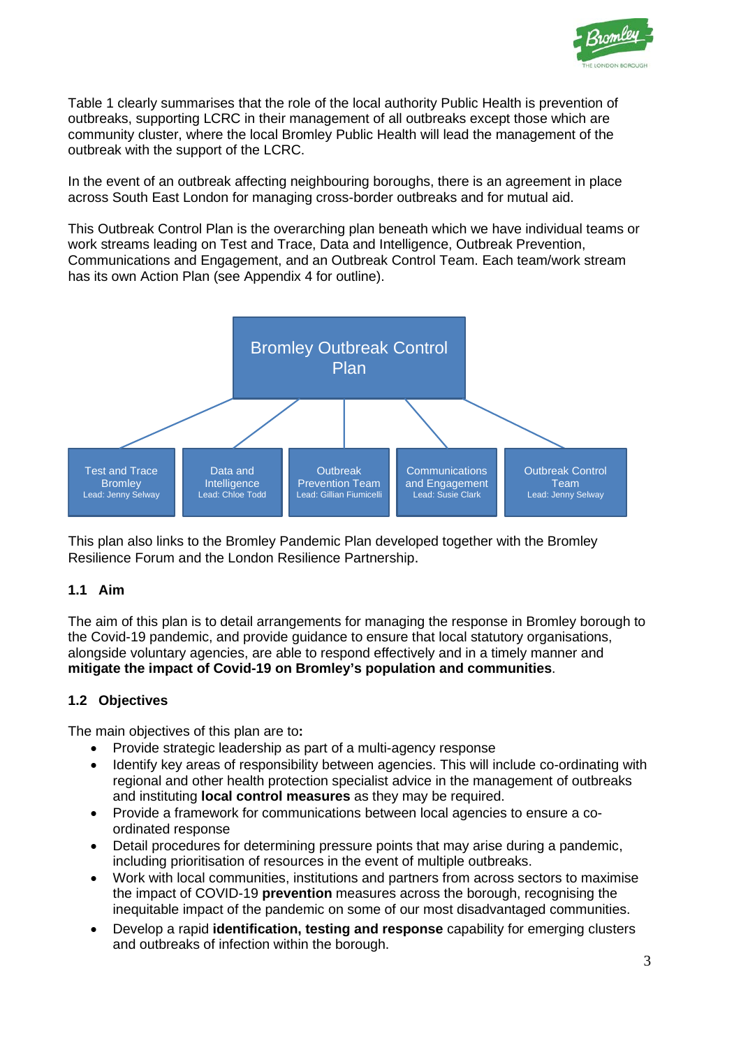Table 1 clearly summarises that the role of the local authority Public Health is prevention of outbreaks, supporting LCRC in their management of all outbreaks except those which are community cluster, where the local Bromley Public Health will lead the management of the outbreak with the support of the LCRC.

In the event of an outbreak affecting neighbouring boroughs, there is an agreement in place across South East London for managing cross-border outbreaks and for mutual aid.

This Outbreak Control Plan is the overarching plan beneath which we have individual teams or work streams leading on Test and Trace, Data and Intelligence, Outbreak Prevention, Communications and Engagement, and an Outbreak Control Team. Each team/work stream has its own Action Plan (see Appendix 4 for outline).

**Bromley Outbreak Control Plan**

- Test and Trace Bromley — Lead: Jenny Selway
- Data and Intelligence — Lead: Chloe Todd
- Outbreak Prevention Team — Lead: Gillian Fiumicelli
- Communications and Engagement — Lead: Susie Clark
- Outbreak Control Team — Lead: Jenny Selway

This plan also links to the Bromley Pandemic Plan developed together with the Bromley Resilience Forum and the London Resilience Partnership.

### 1.1 Aim

The aim of this plan is to detail arrangements for managing the response in Bromley borough to the Covid-19 pandemic, and provide guidance to ensure that local statutory organisations, alongside voluntary agencies, are able to respond effectively and in a timely manner and **mitigate the impact of Covid-19 on Bromley's population and communities**.

### 1.2 Objectives

The main objectives of this plan are to**:**

- Provide strategic leadership as part of a multi-agency response
- Identify key areas of responsibility between agencies. This will include co-ordinating with regional and other health protection specialist advice in the management of outbreaks and instituting **local control measures** as they may be required.
- Provide a framework for communications between local agencies to ensure a co-ordinated response
- Detail procedures for determining pressure points that may arise during a pandemic, including prioritisation of resources in the event of multiple outbreaks.
- Work with local communities, institutions and partners from across sectors to maximise the impact of COVID-19 **prevention** measures across the borough, recognising the inequitable impact of the pandemic on some of our most disadvantaged communities.
- Develop a rapid **identification, testing and response** capability for emerging clusters and outbreaks of infection within the borough.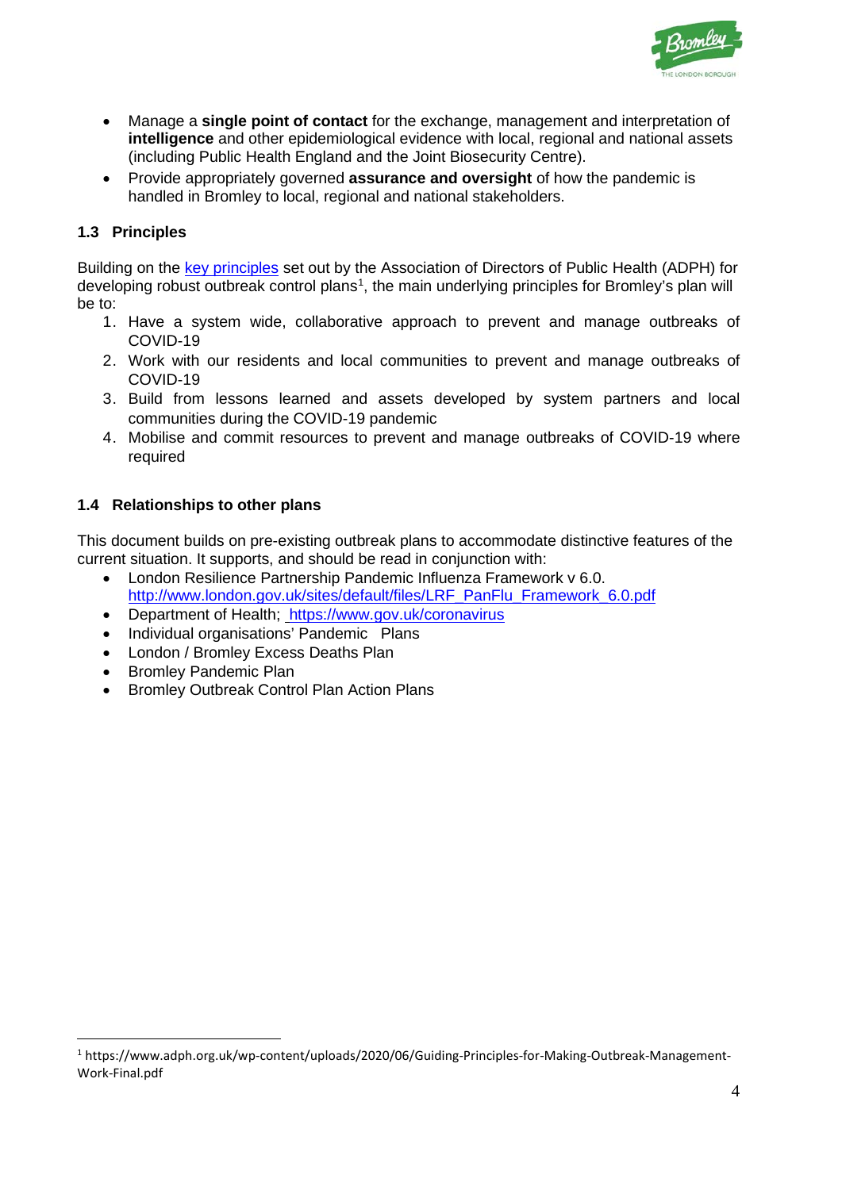- Manage a **single point of contact** for the exchange, management and interpretation of **intelligence** and other epidemiological evidence with local, regional and national assets (including Public Health England and the Joint Biosecurity Centre).
- Provide appropriately governed **assurance and oversight** of how the pandemic is handled in Bromley to local, regional and national stakeholders.

### 1.3 Principles

Building on the key principles set out by the Association of Directors of Public Health (ADPH) for developing robust outbreak control plans[1], the main underlying principles for Bromley's plan will be to:

1. Have a system wide, collaborative approach to prevent and manage outbreaks of COVID-19
2. Work with our residents and local communities to prevent and manage outbreaks of COVID-19
3. Build from lessons learned and assets developed by system partners and local communities during the COVID-19 pandemic
4. Mobilise and commit resources to prevent and manage outbreaks of COVID-19 where required

### 1.4 Relationships to other plans

This document builds on pre-existing outbreak plans to accommodate distinctive features of the current situation. It supports, and should be read in conjunction with:

- London Resilience Partnership Pandemic Influenza Framework v 6.0. http://www.london.gov.uk/sites/default/files/LRF_PanFlu_Framework_6.0.pdf
- Department of Health; https://www.gov.uk/coronavirus
- Individual organisations' Pandemic Plans
- London / Bromley Excess Deaths Plan
- Bromley Pandemic Plan
- Bromley Outbreak Control Plan Action Plans

[1] https://www.adph.org.uk/wp-content/uploads/2020/06/Guiding-Principles-for-Making-Outbreak-Management-Work-Final.pdf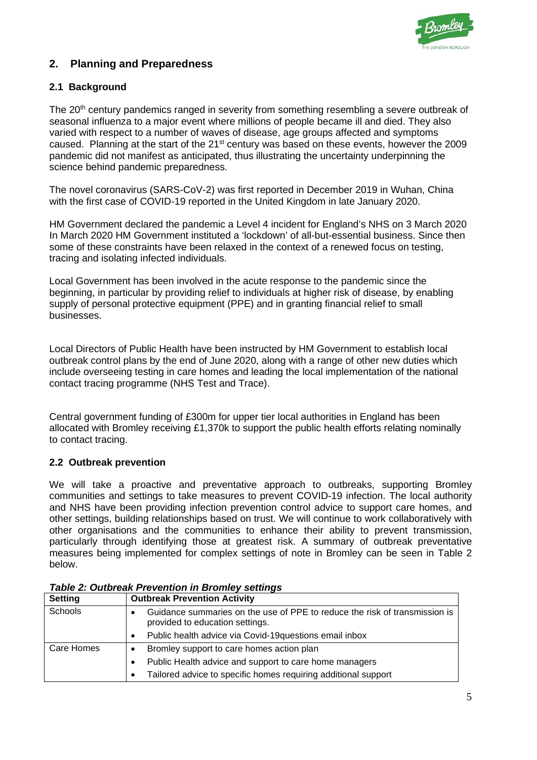## 2. Planning and Preparedness

### 2.1 Background

The 20th century pandemics ranged in severity from something resembling a severe outbreak of seasonal influenza to a major event where millions of people became ill and died. They also varied with respect to a number of waves of disease, age groups affected and symptoms caused. Planning at the start of the 21st century was based on these events, however the 2009 pandemic did not manifest as anticipated, thus illustrating the uncertainty underpinning the science behind pandemic preparedness.

The novel coronavirus (SARS-CoV-2) was first reported in December 2019 in Wuhan, China with the first case of COVID-19 reported in the United Kingdom in late January 2020.

HM Government declared the pandemic a Level 4 incident for England's NHS on 3 March 2020 In March 2020 HM Government instituted a 'lockdown' of all-but-essential business. Since then some of these constraints have been relaxed in the context of a renewed focus on testing, tracing and isolating infected individuals.

Local Government has been involved in the acute response to the pandemic since the beginning, in particular by providing relief to individuals at higher risk of disease, by enabling supply of personal protective equipment (PPE) and in granting financial relief to small businesses.

Local Directors of Public Health have been instructed by HM Government to establish local outbreak control plans by the end of June 2020, along with a range of other new duties which include overseeing testing in care homes and leading the local implementation of the national contact tracing programme (NHS Test and Trace).

Central government funding of £300m for upper tier local authorities in England has been allocated with Bromley receiving £1,370k to support the public health efforts relating nominally to contact tracing.

### 2.2 Outbreak prevention

We will take a proactive and preventative approach to outbreaks, supporting Bromley communities and settings to take measures to prevent COVID-19 infection. The local authority and NHS have been providing infection prevention control advice to support care homes, and other settings, building relationships based on trust. We will continue to work collaboratively with other organisations and the communities to enhance their ability to prevent transmission, particularly through identifying those at greatest risk. A summary of outbreak preventative measures being implemented for complex settings of note in Bromley can be seen in Table 2 below.

***Table 2: Outbreak Prevention in Bromley settings***

| Setting | Outbreak Prevention Activity |
| --- | --- |
| Schools | • Guidance summaries on the use of PPE to reduce the risk of transmission is provided to education settings.<br>• Public health advice via Covid-19questions email inbox |
| Care Homes | • Bromley support to care homes action plan<br>• Public Health advice and support to care home managers<br>• Tailored advice to specific homes requiring additional support |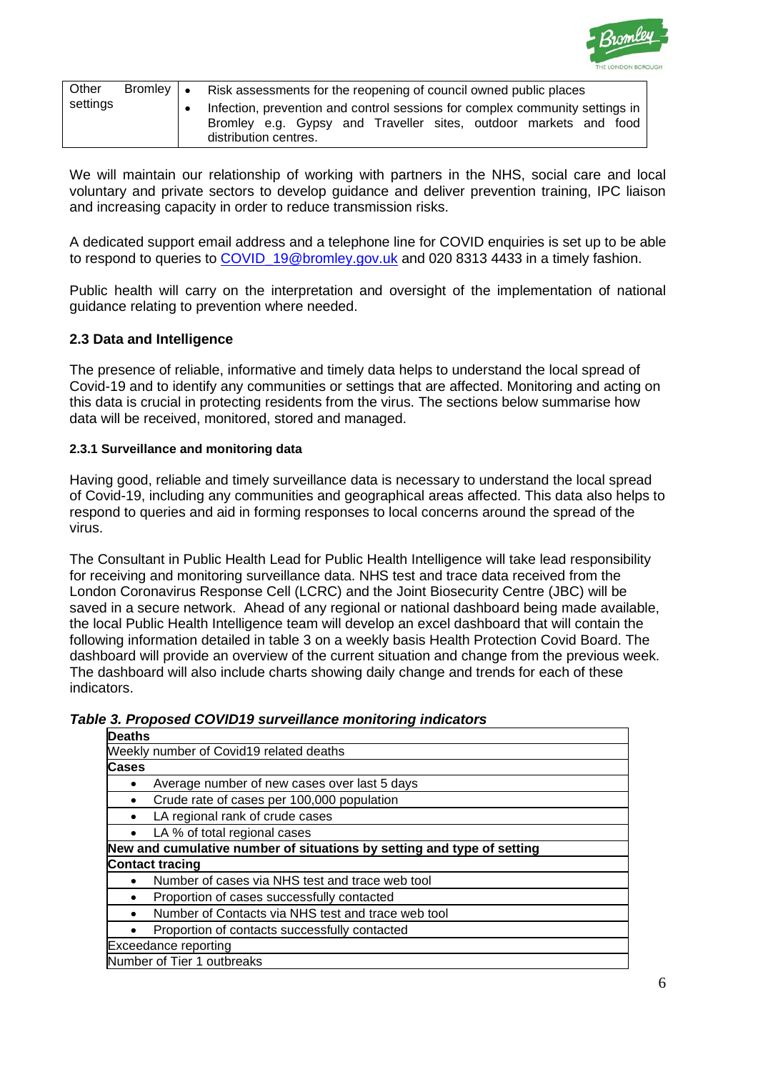| Other settings | Bromley | • Risk assessments for the reopening of council owned public places<br>• Infection, prevention and control sessions for complex community settings in Bromley e.g. Gypsy and Traveller sites, outdoor markets and food distribution centres. |
|---|---|---|

We will maintain our relationship of working with partners in the NHS, social care and local voluntary and private sectors to develop guidance and deliver prevention training, IPC liaison and increasing capacity in order to reduce transmission risks.

A dedicated support email address and a telephone line for COVID enquiries is set up to be able to respond to queries to COVID_19@bromley.gov.uk and 020 8313 4433 in a timely fashion.

Public health will carry on the interpretation and oversight of the implementation of national guidance relating to prevention where needed.

### 2.3 Data and Intelligence

The presence of reliable, informative and timely data helps to understand the local spread of Covid-19 and to identify any communities or settings that are affected. Monitoring and acting on this data is crucial in protecting residents from the virus. The sections below summarise how data will be received, monitored, stored and managed.

#### 2.3.1 Surveillance and monitoring data

Having good, reliable and timely surveillance data is necessary to understand the local spread of Covid-19, including any communities and geographical areas affected. This data also helps to respond to queries and aid in forming responses to local concerns around the spread of the virus.

The Consultant in Public Health Lead for Public Health Intelligence will take lead responsibility for receiving and monitoring surveillance data. NHS test and trace data received from the London Coronavirus Response Cell (LCRC) and the Joint Biosecurity Centre (JBC) will be saved in a secure network. Ahead of any regional or national dashboard being made available, the local Public Health Intelligence team will develop an excel dashboard that will contain the following information detailed in table 3 on a weekly basis Health Protection Covid Board. The dashboard will provide an overview of the current situation and change from the previous week. The dashboard will also include charts showing daily change and trends for each of these indicators.

***Table 3. Proposed COVID19 surveillance monitoring indicators***

| **Deaths** |
|---|
| Weekly number of Covid19 related deaths |
| **Cases** |
| • Average number of new cases over last 5 days |
| • Crude rate of cases per 100,000 population |
| • LA regional rank of crude cases |
| • LA % of total regional cases |
| **New and cumulative number of situations by setting and type of setting** |
| **Contact tracing** |
| • Number of cases via NHS test and trace web tool |
| • Proportion of cases successfully contacted |
| • Number of Contacts via NHS test and trace web tool |
| • Proportion of contacts successfully contacted |
| Exceedance reporting |
| Number of Tier 1 outbreaks |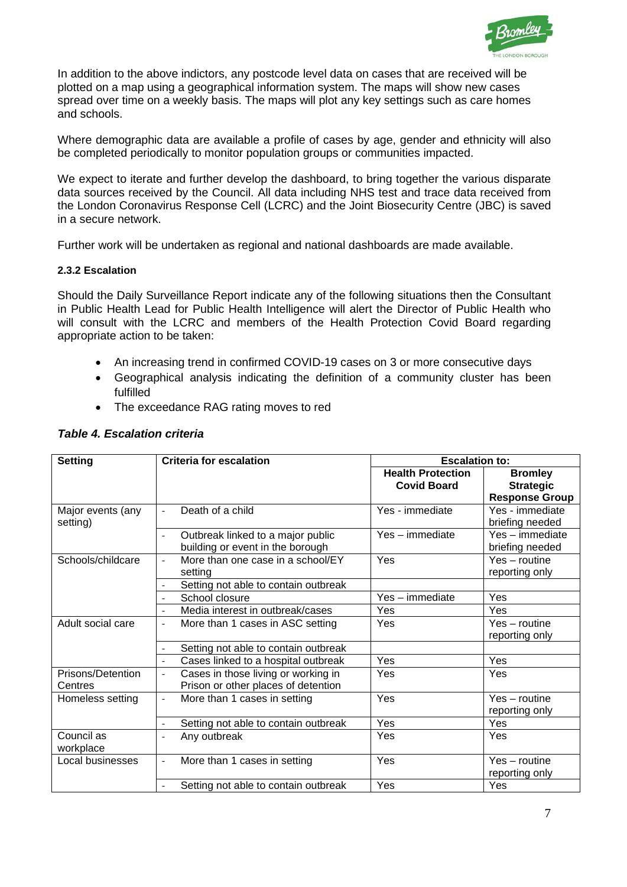In addition to the above indictors, any postcode level data on cases that are received will be plotted on a map using a geographical information system. The maps will show new cases spread over time on a weekly basis. The maps will plot any key settings such as care homes and schools.

Where demographic data are available a profile of cases by age, gender and ethnicity will also be completed periodically to monitor population groups or communities impacted.

We expect to iterate and further develop the dashboard, to bring together the various disparate data sources received by the Council. All data including NHS test and trace data received from the London Coronavirus Response Cell (LCRC) and the Joint Biosecurity Centre (JBC) is saved in a secure network.

Further work will be undertaken as regional and national dashboards are made available.

#### 2.3.2 Escalation

Should the Daily Surveillance Report indicate any of the following situations then the Consultant in Public Health Lead for Public Health Intelligence will alert the Director of Public Health who will consult with the LCRC and members of the Health Protection Covid Board regarding appropriate action to be taken:

- An increasing trend in confirmed COVID-19 cases on 3 or more consecutive days
- Geographical analysis indicating the definition of a community cluster has been fulfilled
- The exceedance RAG rating moves to red

***Table 4. Escalation criteria***

| Setting | Criteria for escalation | Escalation to: | |
|---|---|---|---|
| | | **Health Protection Covid Board** | **Bromley Strategic Response Group** |
| Major events (any setting) | - Death of a child | Yes - immediate | Yes - immediate briefing needed |
| | - Outbreak linked to a major public building or event in the borough | Yes – immediate | Yes – immediate briefing needed |
| Schools/childcare | - More than one case in a school/EY setting | Yes | Yes – routine reporting only |
| | - Setting not able to contain outbreak | | |
| | - School closure | Yes – immediate | Yes |
| | - Media interest in outbreak/cases | Yes | Yes |
| Adult social care | - More than 1 cases in ASC setting | Yes | Yes – routine reporting only |
| | - Setting not able to contain outbreak | | |
| | - Cases linked to a hospital outbreak | Yes | Yes |
| Prisons/Detention Centres | - Cases in those living or working in Prison or other places of detention | Yes | Yes |
| Homeless setting | - More than 1 cases in setting | Yes | Yes – routine reporting only |
| | - Setting not able to contain outbreak | Yes | Yes |
| Council as workplace | - Any outbreak | Yes | Yes |
| Local businesses | - More than 1 cases in setting | Yes | Yes – routine reporting only |
| | - Setting not able to contain outbreak | Yes | Yes |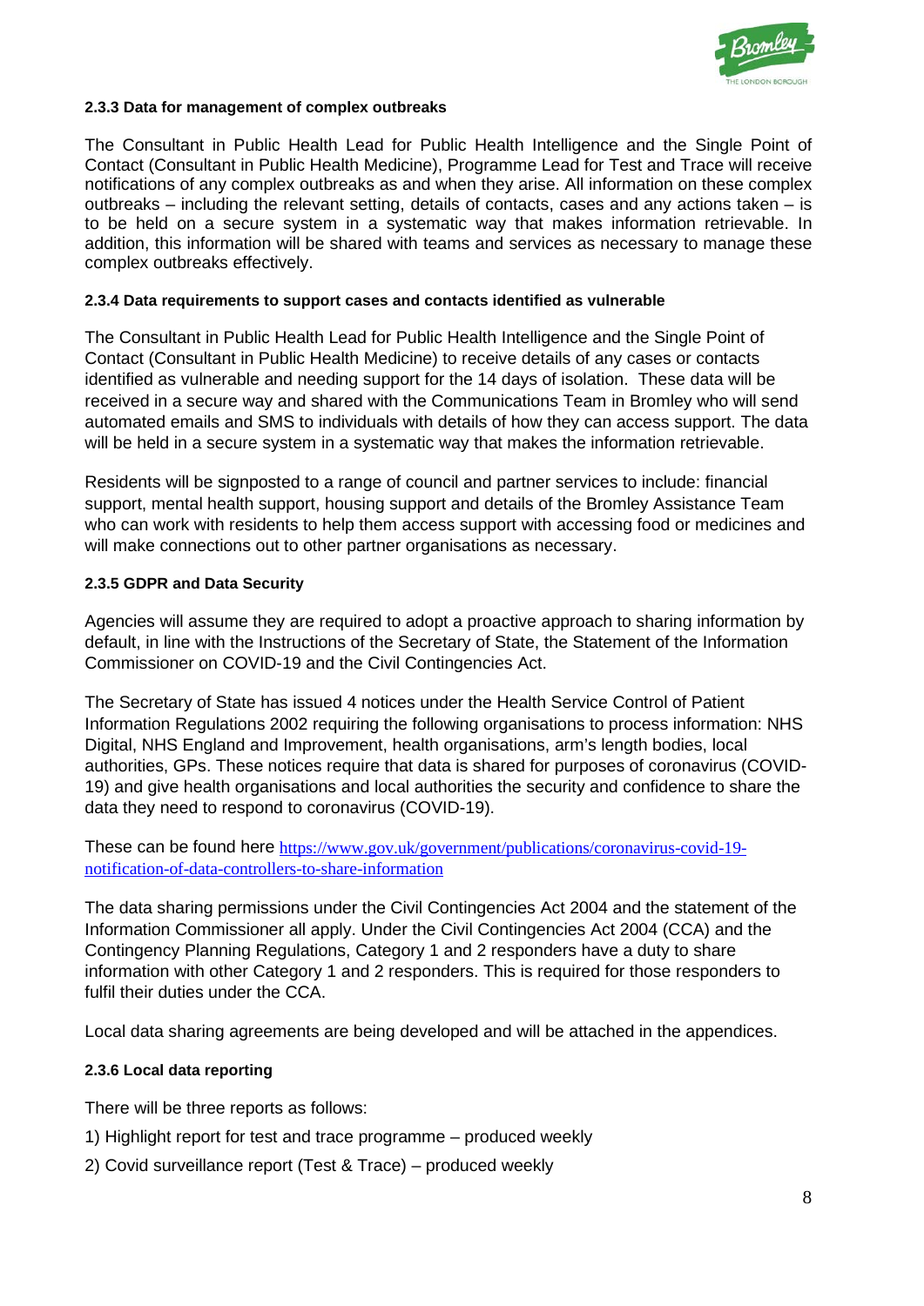#### 2.3.3 Data for management of complex outbreaks

The Consultant in Public Health Lead for Public Health Intelligence and the Single Point of Contact (Consultant in Public Health Medicine), Programme Lead for Test and Trace will receive notifications of any complex outbreaks as and when they arise. All information on these complex outbreaks – including the relevant setting, details of contacts, cases and any actions taken – is to be held on a secure system in a systematic way that makes information retrievable. In addition, this information will be shared with teams and services as necessary to manage these complex outbreaks effectively.

#### 2.3.4 Data requirements to support cases and contacts identified as vulnerable

The Consultant in Public Health Lead for Public Health Intelligence and the Single Point of Contact (Consultant in Public Health Medicine) to receive details of any cases or contacts identified as vulnerable and needing support for the 14 days of isolation. These data will be received in a secure way and shared with the Communications Team in Bromley who will send automated emails and SMS to individuals with details of how they can access support. The data will be held in a secure system in a systematic way that makes the information retrievable.

Residents will be signposted to a range of council and partner services to include: financial support, mental health support, housing support and details of the Bromley Assistance Team who can work with residents to help them access support with accessing food or medicines and will make connections out to other partner organisations as necessary.

#### 2.3.5 GDPR and Data Security

Agencies will assume they are required to adopt a proactive approach to sharing information by default, in line with the Instructions of the Secretary of State, the Statement of the Information Commissioner on COVID-19 and the Civil Contingencies Act.

The Secretary of State has issued 4 notices under the Health Service Control of Patient Information Regulations 2002 requiring the following organisations to process information: NHS Digital, NHS England and Improvement, health organisations, arm's length bodies, local authorities, GPs. These notices require that data is shared for purposes of coronavirus (COVID-19) and give health organisations and local authorities the security and confidence to share the data they need to respond to coronavirus (COVID-19).

These can be found here https://www.gov.uk/government/publications/coronavirus-covid-19-notification-of-data-controllers-to-share-information

The data sharing permissions under the Civil Contingencies Act 2004 and the statement of the Information Commissioner all apply. Under the Civil Contingencies Act 2004 (CCA) and the Contingency Planning Regulations, Category 1 and 2 responders have a duty to share information with other Category 1 and 2 responders. This is required for those responders to fulfil their duties under the CCA.

Local data sharing agreements are being developed and will be attached in the appendices.

#### 2.3.6 Local data reporting

There will be three reports as follows:

1) Highlight report for test and trace programme – produced weekly
2) Covid surveillance report (Test & Trace) – produced weekly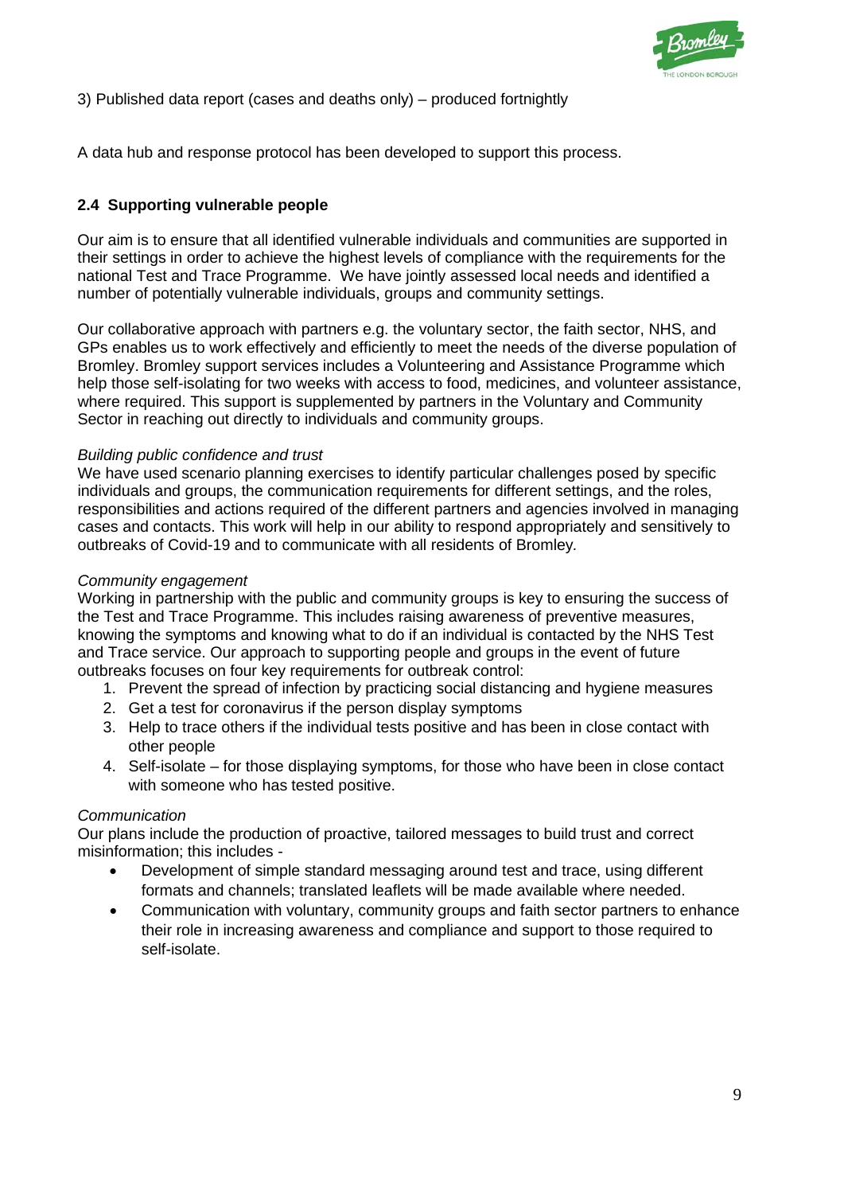3) Published data report (cases and deaths only) – produced fortnightly

A data hub and response protocol has been developed to support this process.

### 2.4 Supporting vulnerable people

Our aim is to ensure that all identified vulnerable individuals and communities are supported in their settings in order to achieve the highest levels of compliance with the requirements for the national Test and Trace Programme. We have jointly assessed local needs and identified a number of potentially vulnerable individuals, groups and community settings.

Our collaborative approach with partners e.g. the voluntary sector, the faith sector, NHS, and GPs enables us to work effectively and efficiently to meet the needs of the diverse population of Bromley. Bromley support services includes a Volunteering and Assistance Programme which help those self-isolating for two weeks with access to food, medicines, and volunteer assistance, where required. This support is supplemented by partners in the Voluntary and Community Sector in reaching out directly to individuals and community groups.

*Building public confidence and trust*
We have used scenario planning exercises to identify particular challenges posed by specific individuals and groups, the communication requirements for different settings, and the roles, responsibilities and actions required of the different partners and agencies involved in managing cases and contacts. This work will help in our ability to respond appropriately and sensitively to outbreaks of Covid-19 and to communicate with all residents of Bromley.

*Community engagement*
Working in partnership with the public and community groups is key to ensuring the success of the Test and Trace Programme. This includes raising awareness of preventive measures, knowing the symptoms and knowing what to do if an individual is contacted by the NHS Test and Trace service. Our approach to supporting people and groups in the event of future outbreaks focuses on four key requirements for outbreak control:

1. Prevent the spread of infection by practicing social distancing and hygiene measures
2. Get a test for coronavirus if the person display symptoms
3. Help to trace others if the individual tests positive and has been in close contact with other people
4. Self-isolate – for those displaying symptoms, for those who have been in close contact with someone who has tested positive.

*Communication*
Our plans include the production of proactive, tailored messages to build trust and correct misinformation; this includes -

- Development of simple standard messaging around test and trace, using different formats and channels; translated leaflets will be made available where needed.
- Communication with voluntary, community groups and faith sector partners to enhance their role in increasing awareness and compliance and support to those required to self-isolate.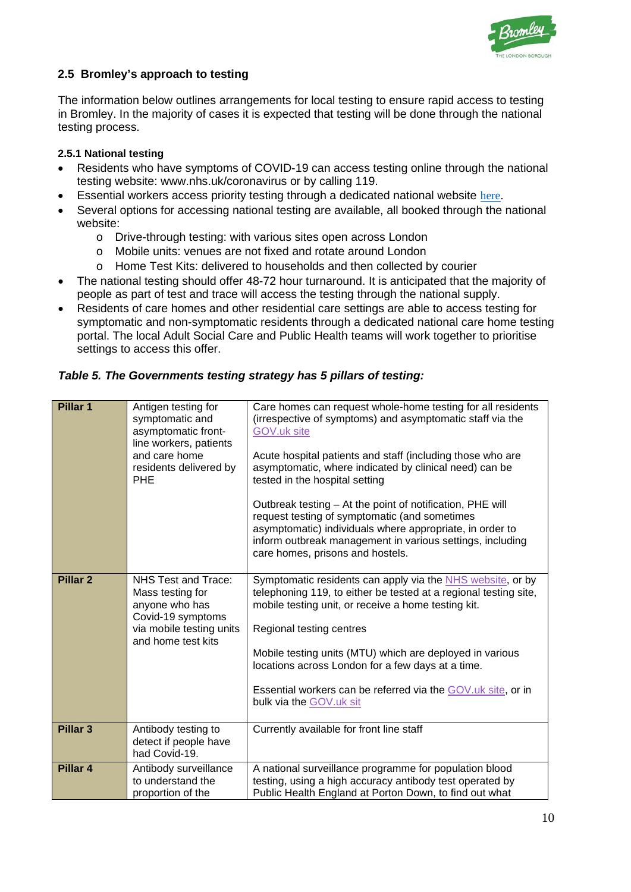## 2.5 Bromley's approach to testing

The information below outlines arrangements for local testing to ensure rapid access to testing in Bromley. In the majority of cases it is expected that testing will be done through the national testing process.

#### 2.5.1 National testing

- Residents who have symptoms of COVID-19 can access testing online through the national testing website: www.nhs.uk/coronavirus or by calling 119.
- Essential workers access priority testing through a dedicated national website here.
- Several options for accessing national testing are available, all booked through the national website:
  - Drive-through testing: with various sites open across London
  - Mobile units: venues are not fixed and rotate around London
  - Home Test Kits: delivered to households and then collected by courier
- The national testing should offer 48-72 hour turnaround. It is anticipated that the majority of people as part of test and trace will access the testing through the national supply.
- Residents of care homes and other residential care settings are able to access testing for symptomatic and non-symptomatic residents through a dedicated national care home testing portal. The local Adult Social Care and Public Health teams will work together to prioritise settings to access this offer.

***Table 5. The Governments testing strategy has 5 pillars of testing:***

| | | |
|---|---|---|
| **Pillar 1** | Antigen testing for symptomatic and asymptomatic front-line workers, patients and care home residents delivered by PHE | Care homes can request whole-home testing for all residents (irrespective of symptoms) and asymptomatic staff via the GOV.uk site<br><br>Acute hospital patients and staff (including those who are asymptomatic, where indicated by clinical need) can be tested in the hospital setting<br><br>Outbreak testing – At the point of notification, PHE will request testing of symptomatic (and sometimes asymptomatic) individuals where appropriate, in order to inform outbreak management in various settings, including care homes, prisons and hostels. |
| **Pillar 2** | NHS Test and Trace: Mass testing for anyone who has Covid-19 symptoms via mobile testing units and home test kits | Symptomatic residents can apply via the NHS website, or by telephoning 119, to either be tested at a regional testing site, mobile testing unit, or receive a home testing kit.<br><br>Regional testing centres<br><br>Mobile testing units (MTU) which are deployed in various locations across London for a few days at a time.<br><br>Essential workers can be referred via the GOV.uk site, or in bulk via the GOV.uk sit |
| **Pillar 3** | Antibody testing to detect if people have had Covid-19. | Currently available for front line staff |
| **Pillar 4** | Antibody surveillance to understand the proportion of the | A national surveillance programme for population blood testing, using a high accuracy antibody test operated by Public Health England at Porton Down, to find out what |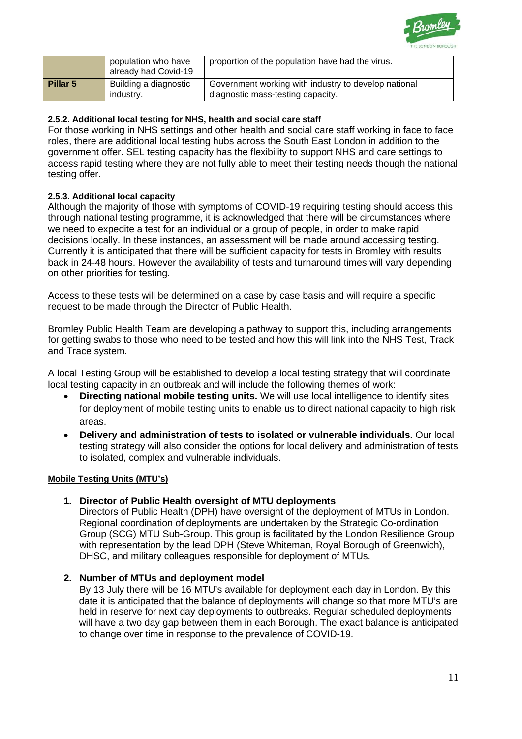| | | |
|---|---|---|
| | population who have already had Covid-19 | proportion of the population have had the virus. |
| **Pillar 5** | Building a diagnostic industry. | Government working with industry to develop national diagnostic mass-testing capacity. |

#### 2.5.2. Additional local testing for NHS, health and social care staff

For those working in NHS settings and other health and social care staff working in face to face roles, there are additional local testing hubs across the South East London in addition to the government offer. SEL testing capacity has the flexibility to support NHS and care settings to access rapid testing where they are not fully able to meet their testing needs though the national testing offer.

#### 2.5.3. Additional local capacity

Although the majority of those with symptoms of COVID-19 requiring testing should access this through national testing programme, it is acknowledged that there will be circumstances where we need to expedite a test for an individual or a group of people, in order to make rapid decisions locally. In these instances, an assessment will be made around accessing testing. Currently it is anticipated that there will be sufficient capacity for tests in Bromley with results back in 24-48 hours. However the availability of tests and turnaround times will vary depending on other priorities for testing.

Access to these tests will be determined on a case by case basis and will require a specific request to be made through the Director of Public Health.

Bromley Public Health Team are developing a pathway to support this, including arrangements for getting swabs to those who need to be tested and how this will link into the NHS Test, Track and Trace system.

A local Testing Group will be established to develop a local testing strategy that will coordinate local testing capacity in an outbreak and will include the following themes of work:

- **Directing national mobile testing units.** We will use local intelligence to identify sites for deployment of mobile testing units to enable us to direct national capacity to high risk areas.
- **Delivery and administration of tests to isolated or vulnerable individuals.** Our local testing strategy will also consider the options for local delivery and administration of tests to isolated, complex and vulnerable individuals.

**Mobile Testing Units (MTU's)**

1. **Director of Public Health oversight of MTU deployments**
   Directors of Public Health (DPH) have oversight of the deployment of MTUs in London. Regional coordination of deployments are undertaken by the Strategic Co-ordination Group (SCG) MTU Sub-Group. This group is facilitated by the London Resilience Group with representation by the lead DPH (Steve Whiteman, Royal Borough of Greenwich), DHSC, and military colleagues responsible for deployment of MTUs.

2. **Number of MTUs and deployment model**
   By 13 July there will be 16 MTU's available for deployment each day in London. By this date it is anticipated that the balance of deployments will change so that more MTU's are held in reserve for next day deployments to outbreaks. Regular scheduled deployments will have a two day gap between them in each Borough. The exact balance is anticipated to change over time in response to the prevalence of COVID-19.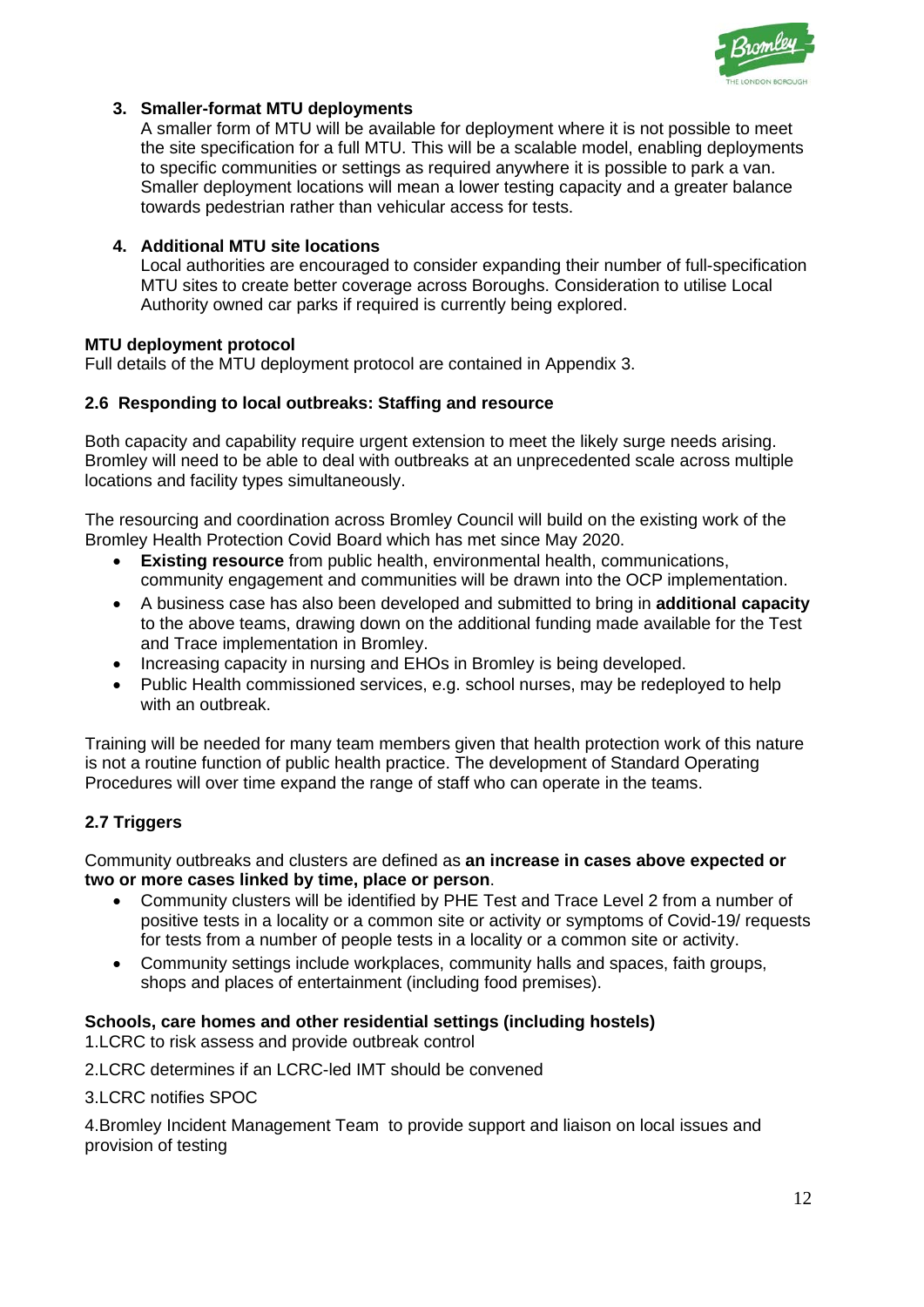3. **Smaller-format MTU deployments**
   A smaller form of MTU will be available for deployment where it is not possible to meet the site specification for a full MTU. This will be a scalable model, enabling deployments to specific communities or settings as required anywhere it is possible to park a van. Smaller deployment locations will mean a lower testing capacity and a greater balance towards pedestrian rather than vehicular access for tests.

4. **Additional MTU site locations**
   Local authorities are encouraged to consider expanding their number of full-specification MTU sites to create better coverage across Boroughs. Consideration to utilise Local Authority owned car parks if required is currently being explored.

**MTU deployment protocol**
Full details of the MTU deployment protocol are contained in Appendix 3.

### 2.6 Responding to local outbreaks: Staffing and resource

Both capacity and capability require urgent extension to meet the likely surge needs arising. Bromley will need to be able to deal with outbreaks at an unprecedented scale across multiple locations and facility types simultaneously.

The resourcing and coordination across Bromley Council will build on the existing work of the Bromley Health Protection Covid Board which has met since May 2020.

- **Existing resource** from public health, environmental health, communications, community engagement and communities will be drawn into the OCP implementation.
- A business case has also been developed and submitted to bring in **additional capacity** to the above teams, drawing down on the additional funding made available for the Test and Trace implementation in Bromley.
- Increasing capacity in nursing and EHOs in Bromley is being developed.
- Public Health commissioned services, e.g. school nurses, may be redeployed to help with an outbreak.

Training will be needed for many team members given that health protection work of this nature is not a routine function of public health practice. The development of Standard Operating Procedures will over time expand the range of staff who can operate in the teams.

### 2.7 Triggers

Community outbreaks and clusters are defined as **an increase in cases above expected or two or more cases linked by time, place or person**.

- Community clusters will be identified by PHE Test and Trace Level 2 from a number of positive tests in a locality or a common site or activity or symptoms of Covid-19/ requests for tests from a number of people tests in a locality or a common site or activity.
- Community settings include workplaces, community halls and spaces, faith groups, shops and places of entertainment (including food premises).

**Schools, care homes and other residential settings (including hostels)**

1.LCRC to risk assess and provide outbreak control

2.LCRC determines if an LCRC-led IMT should be convened

3.LCRC notifies SPOC

4.Bromley Incident Management Team to provide support and liaison on local issues and provision of testing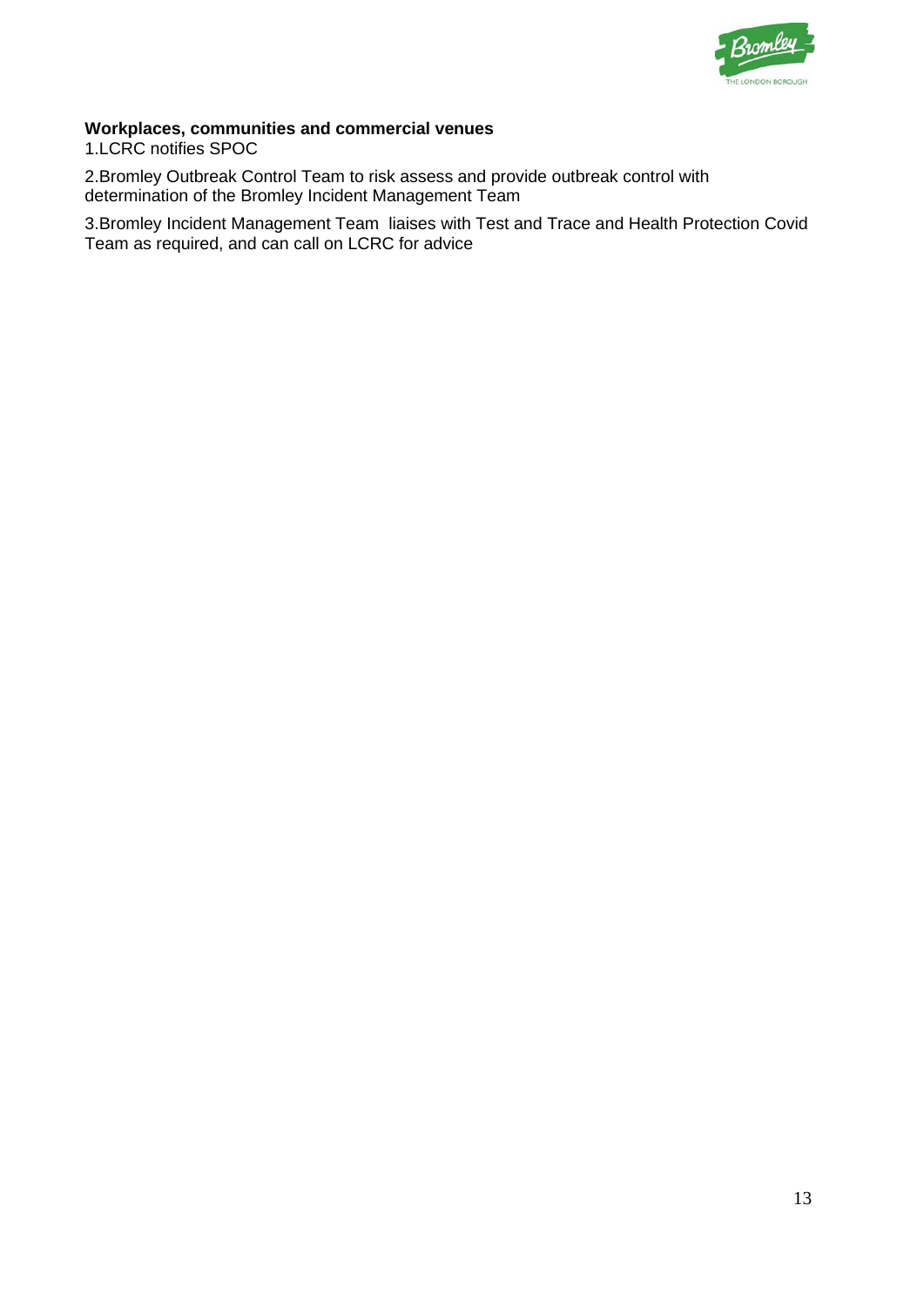**Workplaces, communities and commercial venues**

1.LCRC notifies SPOC

2.Bromley Outbreak Control Team to risk assess and provide outbreak control with determination of the Bromley Incident Management Team

3.Bromley Incident Management Team liaises with Test and Trace and Health Protection Covid Team as required, and can call on LCRC for advice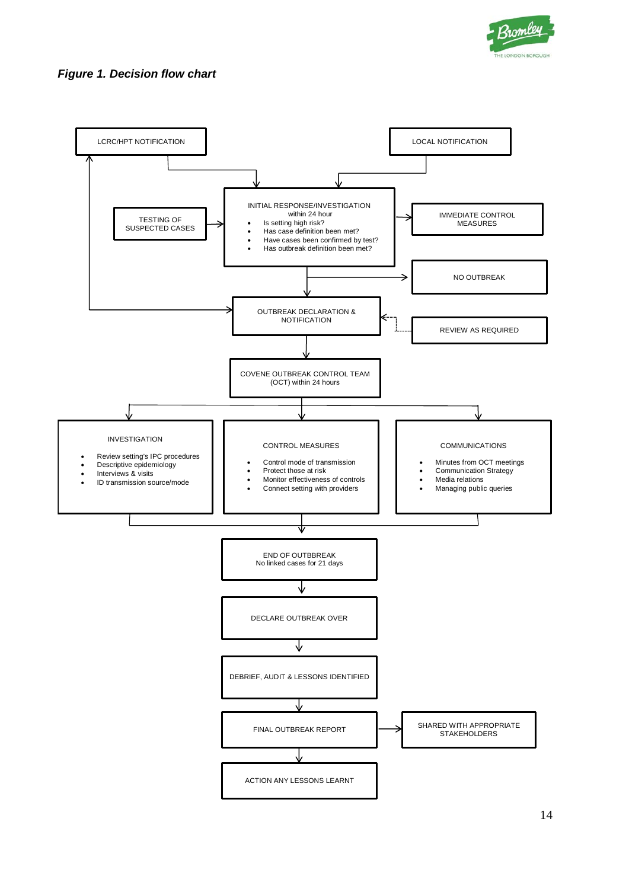***Figure 1. Decision flow chart***

LCRC/HPT NOTIFICATION

LOCAL NOTIFICATION

TESTING OF SUSPECTED CASES

INITIAL RESPONSE/INVESTIGATION within 24 hour
- Is setting high risk?
- Has case definition been met?
- Have cases been confirmed by test?
- Has outbreak definition been met?

IMMEDIATE CONTROL MEASURES

NO OUTBREAK

OUTBREAK DECLARATION & NOTIFICATION

REVIEW AS REQUIRED

COVENE OUTBREAK CONTROL TEAM (OCT) within 24 hours

INVESTIGATION
- Review setting's IPC procedures
- Descriptive epidemiology
- Interviews & visits
- ID transmission source/mode

CONTROL MEASURES
- Control mode of transmission
- Protect those at risk
- Monitor effectiveness of controls
- Connect setting with providers

COMMUNICATIONS
- Minutes from OCT meetings
- Communication Strategy
- Media relations
- Managing public queries

END OF OUTBBREAK
No linked cases for 21 days

DECLARE OUTBREAK OVER

DEBRIEF, AUDIT & LESSONS IDENTIFIED

FINAL OUTBREAK REPORT

SHARED WITH APPROPRIATE STAKEHOLDERS

ACTION ANY LESSONS LEARNT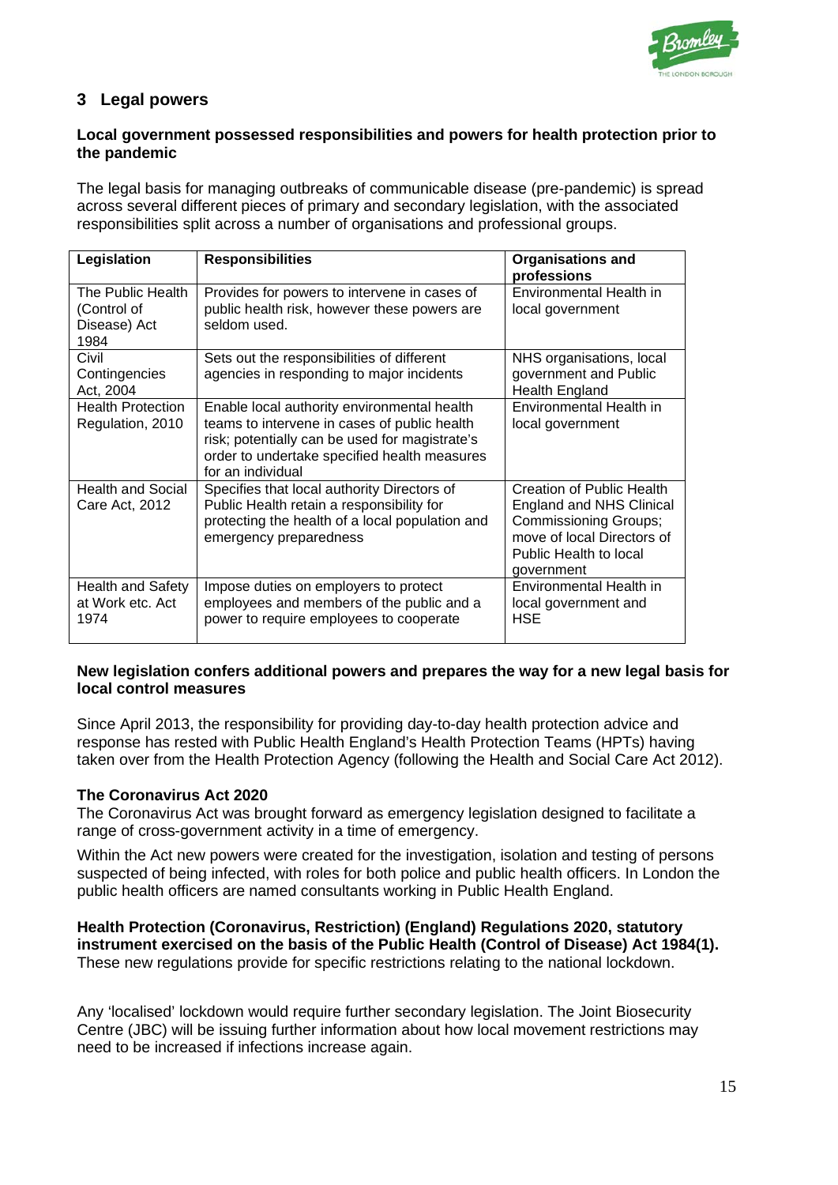## 3 Legal powers

**Local government possessed responsibilities and powers for health protection prior to the pandemic**

The legal basis for managing outbreaks of communicable disease (pre-pandemic) is spread across several different pieces of primary and secondary legislation, with the associated responsibilities split across a number of organisations and professional groups.

| Legislation | Responsibilities | Organisations and professions |
|---|---|---|
| The Public Health (Control of Disease) Act 1984 | Provides for powers to intervene in cases of public health risk, however these powers are seldom used. | Environmental Health in local government |
| Civil Contingencies Act, 2004 | Sets out the responsibilities of different agencies in responding to major incidents | NHS organisations, local government and Public Health England |
| Health Protection Regulation, 2010 | Enable local authority environmental health teams to intervene in cases of public health risk; potentially can be used for magistrate's order to undertake specified health measures for an individual | Environmental Health in local government |
| Health and Social Care Act, 2012 | Specifies that local authority Directors of Public Health retain a responsibility for protecting the health of a local population and emergency preparedness | Creation of Public Health England and NHS Clinical Commissioning Groups; move of local Directors of Public Health to local government |
| Health and Safety at Work etc. Act 1974 | Impose duties on employers to protect employees and members of the public and a power to require employees to cooperate | Environmental Health in local government and HSE |

**New legislation confers additional powers and prepares the way for a new legal basis for local control measures**

Since April 2013, the responsibility for providing day-to-day health protection advice and response has rested with Public Health England's Health Protection Teams (HPTs) having taken over from the Health Protection Agency (following the Health and Social Care Act 2012).

**The Coronavirus Act 2020**

The Coronavirus Act was brought forward as emergency legislation designed to facilitate a range of cross-government activity in a time of emergency.

Within the Act new powers were created for the investigation, isolation and testing of persons suspected of being infected, with roles for both police and public health officers. In London the public health officers are named consultants working in Public Health England.

**Health Protection (Coronavirus, Restriction) (England) Regulations 2020, statutory instrument exercised on the basis of the Public Health (Control of Disease) Act 1984(1).**
These new regulations provide for specific restrictions relating to the national lockdown.

Any 'localised' lockdown would require further secondary legislation. The Joint Biosecurity Centre (JBC) will be issuing further information about how local movement restrictions may need to be increased if infections increase again.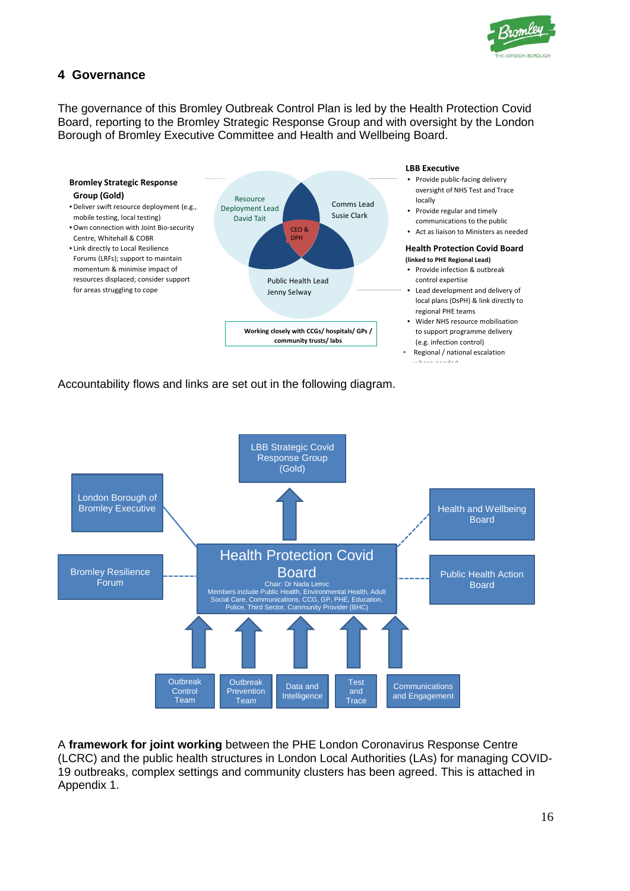## 4 Governance

The governance of this Bromley Outbreak Control Plan is led by the Health Protection Covid Board, reporting to the Bromley Strategic Response Group and with oversight by the London Borough of Bromley Executive Committee and Health and Wellbeing Board.

**Bromley Strategic Response Group (Gold)**

- Deliver swift resource deployment (e.g., mobile testing, local testing)
- Own connection with Joint Bio-security Centre, Whitehall & COBR
- Link directly to Local Resilience Forums (LRFs); support to maintain momentum & minimise impact of resources displaced; consider support for areas struggling to cope

Resource Deployment Lead David Tait

Comms Lead Susie Clark

CEO & DPH

Public Health Lead Jenny Selway

**Working closely with CCGs/ hospitals/ GPs / community trusts/ labs**

**LBB Executive**

- Provide public-facing delivery oversight of NHS Test and Trace locally
- Provide regular and timely communications to the public
- Act as liaison to Ministers as needed

**Health Protection Covid Board**
**(linked to PHE Regional Lead)**

- Provide infection & outbreak control expertise
- Lead development and delivery of local plans (DsPH) & link directly to regional PHE teams
- Wider NHS resource mobilisation to support programme delivery (e.g. infection control)
- Regional / national escalation where needed

Accountability flows and links are set out in the following diagram.

LBB Strategic Covid Response Group (Gold)

London Borough of Bromley Executive

Health and Wellbeing Board

Bromley Resilience Forum

**Health Protection Covid Board**
Chair: Dr Nada Lemic
Members include Public Health, Environmental Health, Adult Social Care, Communications, CCG, GP, PHE, Education, Police, Third Sector, Community Provider (BHC)

Public Health Action Board

Outbreak Control Team | Outbreak Prevention Team | Data and Intelligence | Test and Trace | Communications and Engagement

A **framework for joint working** between the PHE London Coronavirus Response Centre (LCRC) and the public health structures in London Local Authorities (LAs) for managing COVID-19 outbreaks, complex settings and community clusters has been agreed. This is attached in Appendix 1.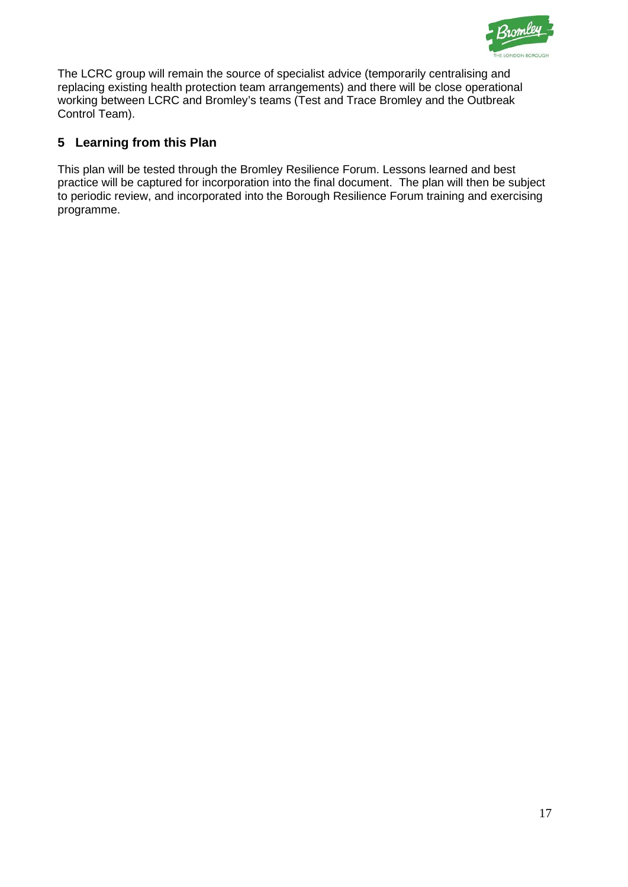The LCRC group will remain the source of specialist advice (temporarily centralising and replacing existing health protection team arrangements) and there will be close operational working between LCRC and Bromley's teams (Test and Trace Bromley and the Outbreak Control Team).

## 5 Learning from this Plan

This plan will be tested through the Bromley Resilience Forum. Lessons learned and best practice will be captured for incorporation into the final document. The plan will then be subject to periodic review, and incorporated into the Borough Resilience Forum training and exercising programme.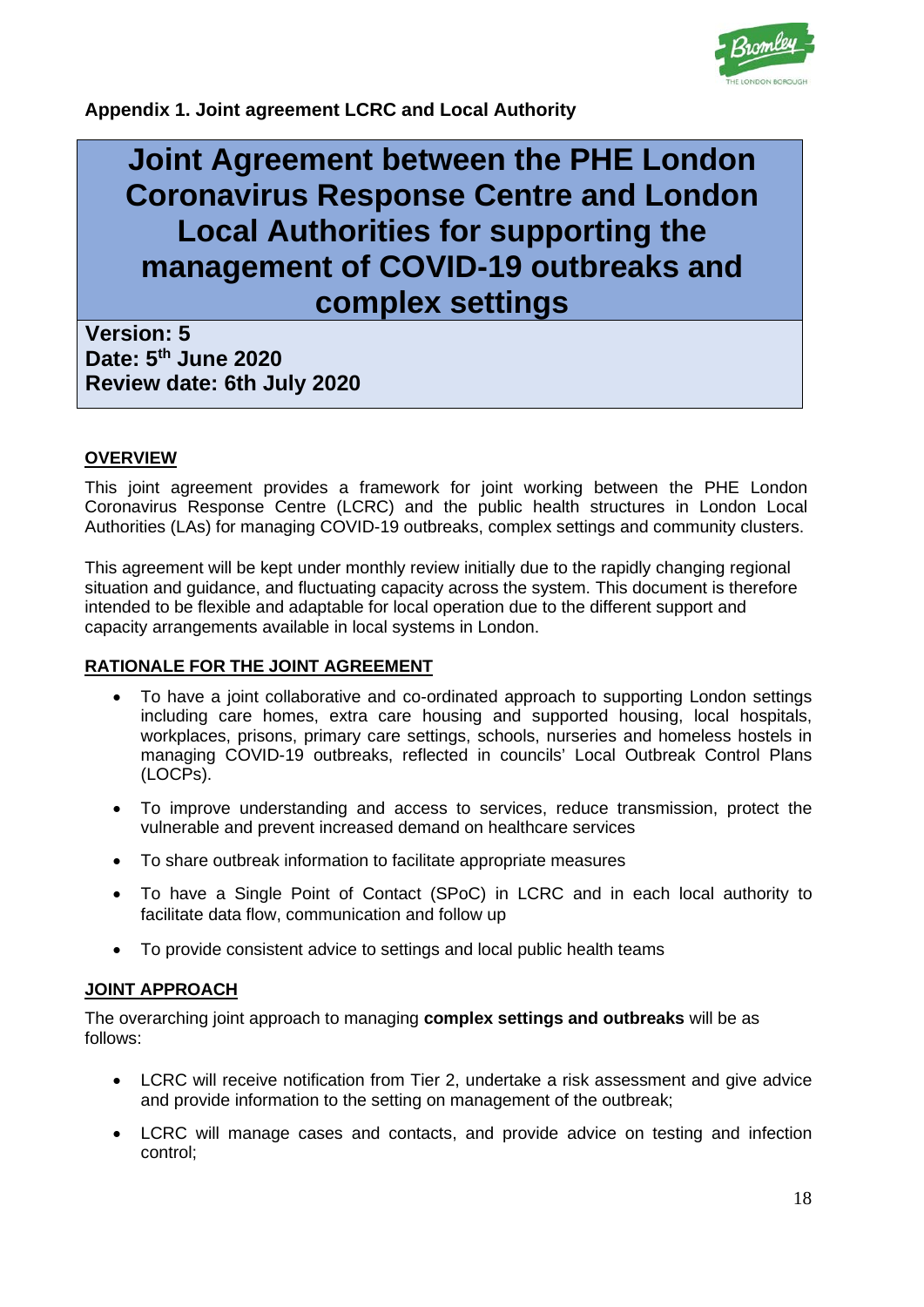**Appendix 1. Joint agreement LCRC and Local Authority**

# Joint Agreement between the PHE London Coronavirus Response Centre and London Local Authorities for supporting the management of COVID-19 outbreaks and complex settings

**Version: 5**
**Date: 5th June 2020**
**Review date: 6th July 2020**

## OVERVIEW

This joint agreement provides a framework for joint working between the PHE London Coronavirus Response Centre (LCRC) and the public health structures in London Local Authorities (LAs) for managing COVID-19 outbreaks, complex settings and community clusters.

This agreement will be kept under monthly review initially due to the rapidly changing regional situation and guidance, and fluctuating capacity across the system. This document is therefore intended to be flexible and adaptable for local operation due to the different support and capacity arrangements available in local systems in London.

## RATIONALE FOR THE JOINT AGREEMENT

- To have a joint collaborative and co-ordinated approach to supporting London settings including care homes, extra care housing and supported housing, local hospitals, workplaces, prisons, primary care settings, schools, nurseries and homeless hostels in managing COVID-19 outbreaks, reflected in councils' Local Outbreak Control Plans (LOCPs).
- To improve understanding and access to services, reduce transmission, protect the vulnerable and prevent increased demand on healthcare services
- To share outbreak information to facilitate appropriate measures
- To have a Single Point of Contact (SPoC) in LCRC and in each local authority to facilitate data flow, communication and follow up
- To provide consistent advice to settings and local public health teams

## JOINT APPROACH

The overarching joint approach to managing **complex settings and outbreaks** will be as follows:

- LCRC will receive notification from Tier 2, undertake a risk assessment and give advice and provide information to the setting on management of the outbreak;
- LCRC will manage cases and contacts, and provide advice on testing and infection control;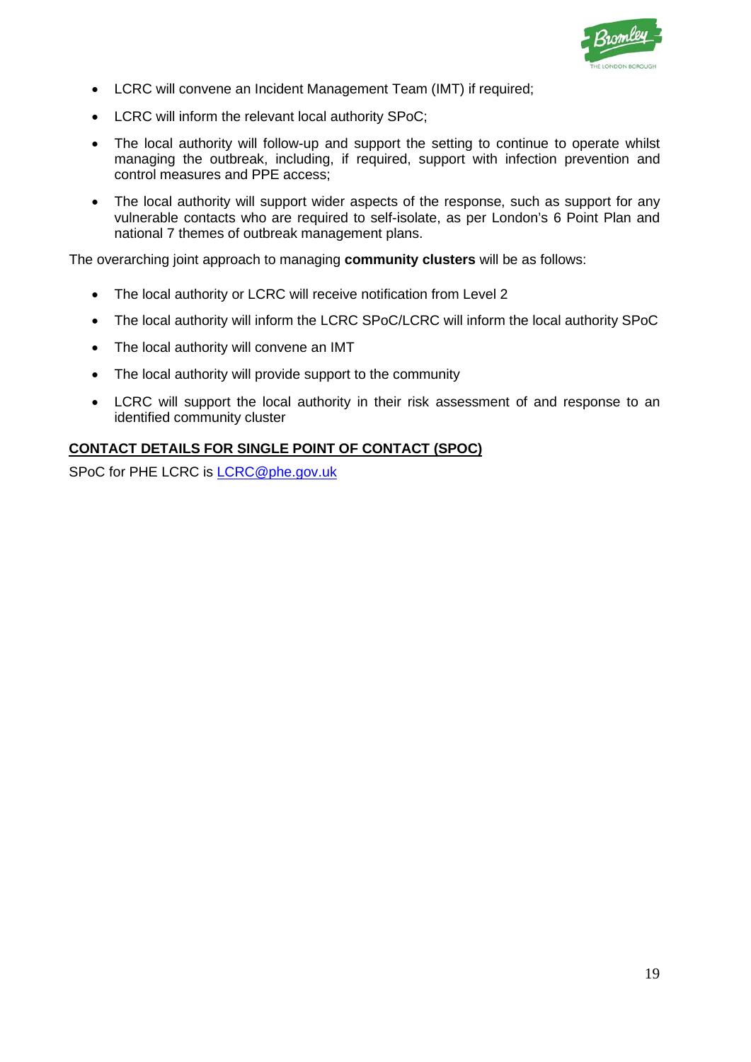- LCRC will convene an Incident Management Team (IMT) if required;
- LCRC will inform the relevant local authority SPoC;
- The local authority will follow-up and support the setting to continue to operate whilst managing the outbreak, including, if required, support with infection prevention and control measures and PPE access;
- The local authority will support wider aspects of the response, such as support for any vulnerable contacts who are required to self-isolate, as per London's 6 Point Plan and national 7 themes of outbreak management plans.

The overarching joint approach to managing **community clusters** will be as follows:

- The local authority or LCRC will receive notification from Level 2
- The local authority will inform the LCRC SPoC/LCRC will inform the local authority SPoC
- The local authority will convene an IMT
- The local authority will provide support to the community
- LCRC will support the local authority in their risk assessment of and response to an identified community cluster

**CONTACT DETAILS FOR SINGLE POINT OF CONTACT (SPOC)**

SPoC for PHE LCRC is LCRC@phe.gov.uk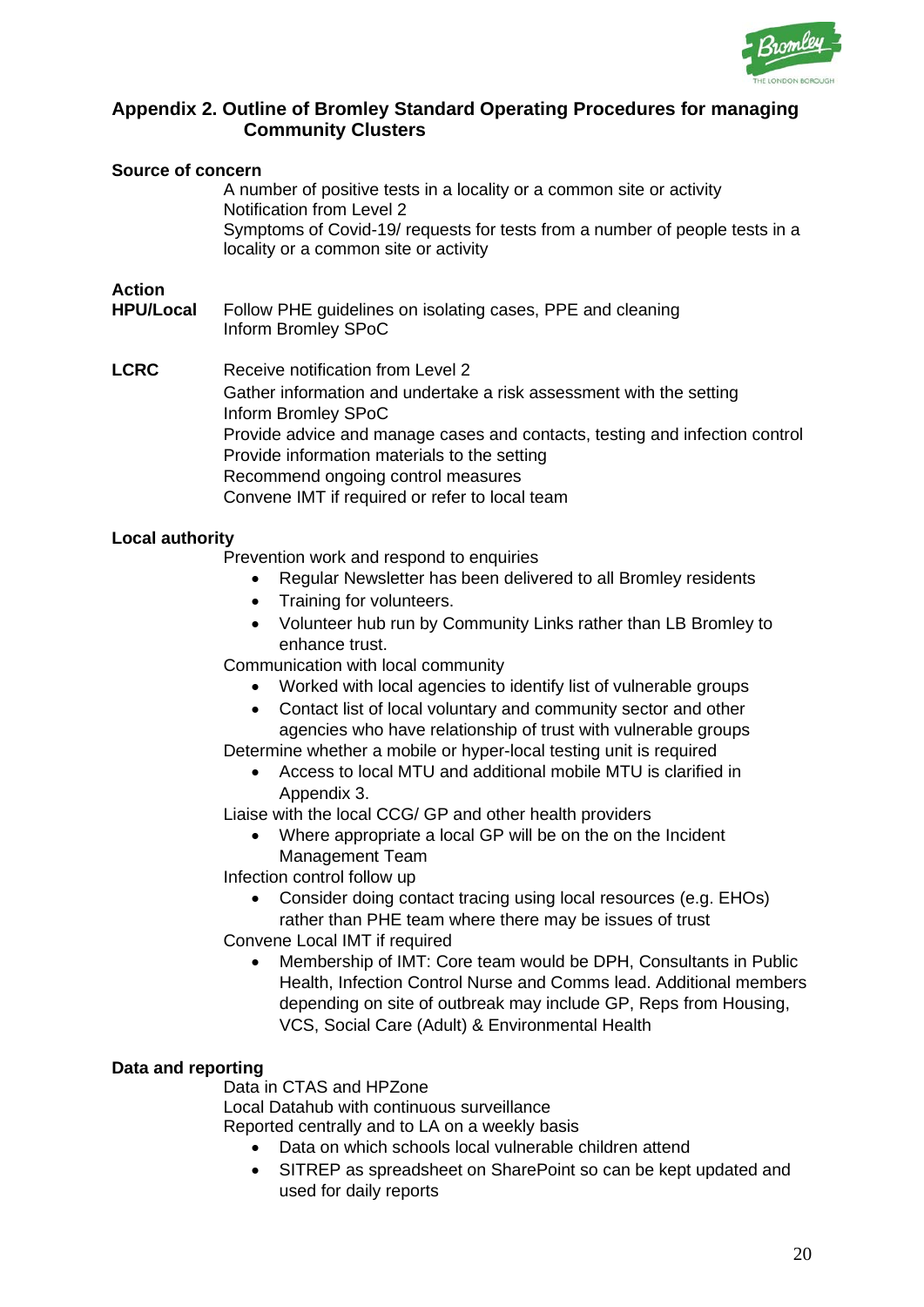## Appendix 2. Outline of Bromley Standard Operating Procedures for managing Community Clusters

**Source of concern**

A number of positive tests in a locality or a common site or activity
Notification from Level 2
Symptoms of Covid-19/ requests for tests from a number of people tests in a locality or a common site or activity

**Action**

**HPU/Local**

Follow PHE guidelines on isolating cases, PPE and cleaning
Inform Bromley SPoC

**LCRC**

Receive notification from Level 2
Gather information and undertake a risk assessment with the setting
Inform Bromley SPoC
Provide advice and manage cases and contacts, testing and infection control
Provide information materials to the setting
Recommend ongoing control measures
Convene IMT if required or refer to local team

**Local authority**

Prevention work and respond to enquiries

- Regular Newsletter has been delivered to all Bromley residents
- Training for volunteers.
- Volunteer hub run by Community Links rather than LB Bromley to enhance trust.

Communication with local community

- Worked with local agencies to identify list of vulnerable groups
- Contact list of local voluntary and community sector and other agencies who have relationship of trust with vulnerable groups

Determine whether a mobile or hyper-local testing unit is required

- Access to local MTU and additional mobile MTU is clarified in Appendix 3.

Liaise with the local CCG/ GP and other health providers

- Where appropriate a local GP will be on the on the Incident Management Team

Infection control follow up

- Consider doing contact tracing using local resources (e.g. EHOs) rather than PHE team where there may be issues of trust

Convene Local IMT if required

- Membership of IMT: Core team would be DPH, Consultants in Public Health, Infection Control Nurse and Comms lead. Additional members depending on site of outbreak may include GP, Reps from Housing, VCS, Social Care (Adult) & Environmental Health

**Data and reporting**

Data in CTAS and HPZone
Local Datahub with continuous surveillance
Reported centrally and to LA on a weekly basis

- Data on which schools local vulnerable children attend
- SITREP as spreadsheet on SharePoint so can be kept updated and used for daily reports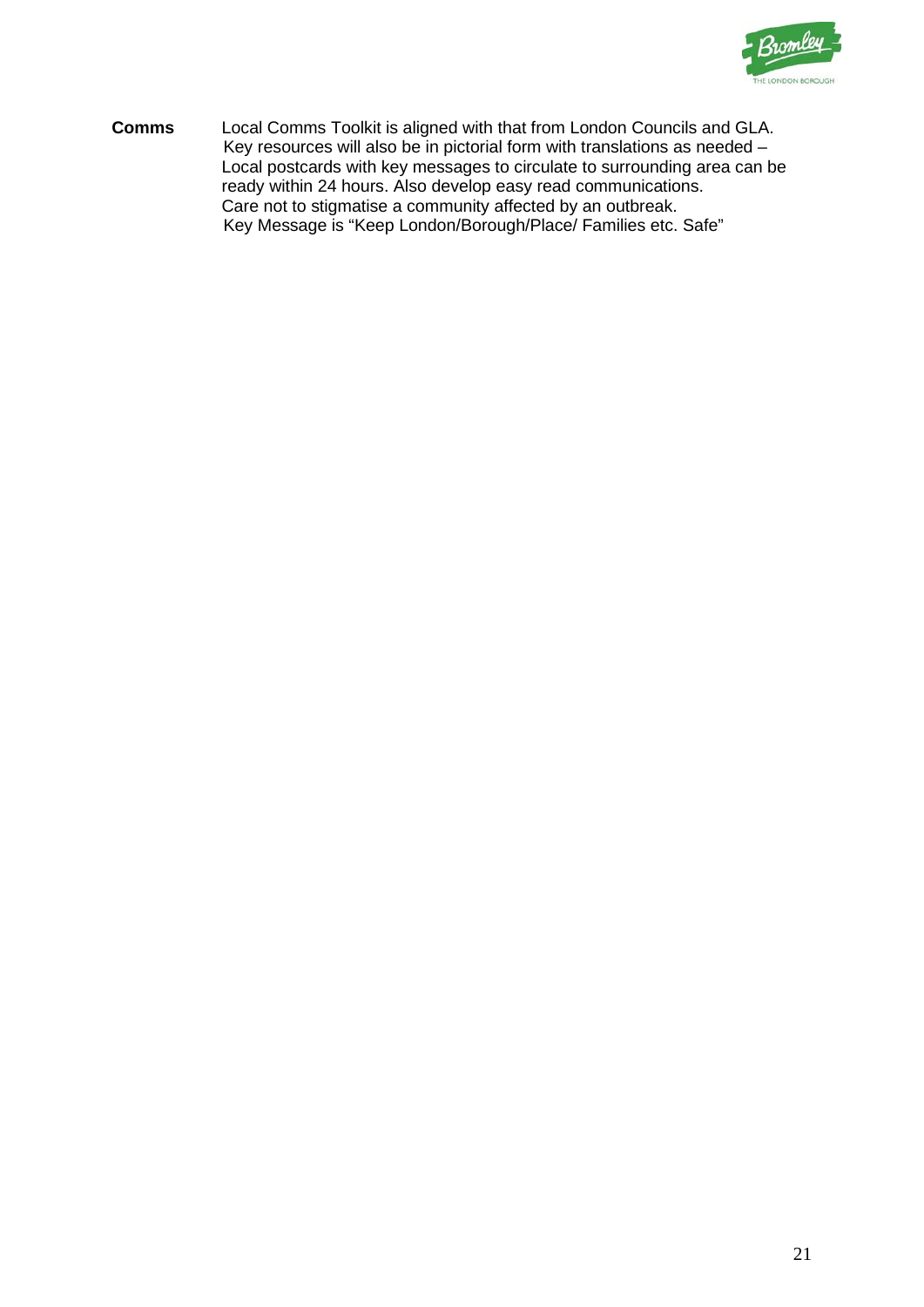| | |
|---|---|
| **Comms** | Local Comms Toolkit is aligned with that from London Councils and GLA. Key resources will also be in pictorial form with translations as needed – Local postcards with key messages to circulate to surrounding area can be ready within 24 hours. Also develop easy read communications. Care not to stigmatise a community affected by an outbreak. Key Message is "Keep London/Borough/Place/ Families etc. Safe" |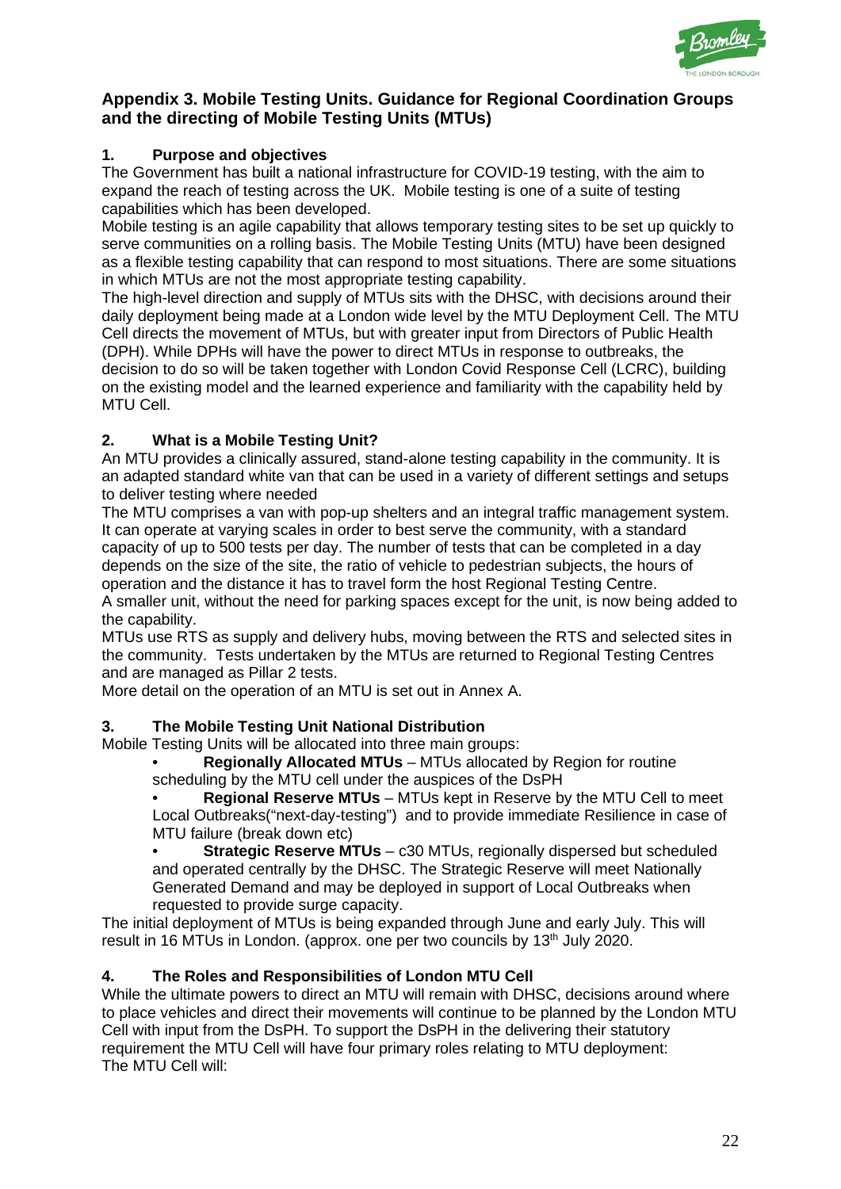## Appendix 3. Mobile Testing Units. Guidance for Regional Coordination Groups and the directing of Mobile Testing Units (MTUs)

### 1. Purpose and objectives

The Government has built a national infrastructure for COVID-19 testing, with the aim to expand the reach of testing across the UK. Mobile testing is one of a suite of testing capabilities which has been developed.

Mobile testing is an agile capability that allows temporary testing sites to be set up quickly to serve communities on a rolling basis. The Mobile Testing Units (MTU) have been designed as a flexible testing capability that can respond to most situations. There are some situations in which MTUs are not the most appropriate testing capability.

The high-level direction and supply of MTUs sits with the DHSC, with decisions around their daily deployment being made at a London wide level by the MTU Deployment Cell. The MTU Cell directs the movement of MTUs, but with greater input from Directors of Public Health (DPH). While DPHs will have the power to direct MTUs in response to outbreaks, the decision to do so will be taken together with London Covid Response Cell (LCRC), building on the existing model and the learned experience and familiarity with the capability held by MTU Cell.

### 2. What is a Mobile Testing Unit?

An MTU provides a clinically assured, stand-alone testing capability in the community. It is an adapted standard white van that can be used in a variety of different settings and setups to deliver testing where needed

The MTU comprises a van with pop-up shelters and an integral traffic management system. It can operate at varying scales in order to best serve the community, with a standard capacity of up to 500 tests per day. The number of tests that can be completed in a day depends on the size of the site, the ratio of vehicle to pedestrian subjects, the hours of operation and the distance it has to travel form the host Regional Testing Centre.

A smaller unit, without the need for parking spaces except for the unit, is now being added to the capability.

MTUs use RTS as supply and delivery hubs, moving between the RTS and selected sites in the community. Tests undertaken by the MTUs are returned to Regional Testing Centres and are managed as Pillar 2 tests.

More detail on the operation of an MTU is set out in Annex A.

### 3. The Mobile Testing Unit National Distribution

Mobile Testing Units will be allocated into three main groups:

- **Regionally Allocated MTUs** – MTUs allocated by Region for routine scheduling by the MTU cell under the auspices of the DsPH
- **Regional Reserve MTUs** – MTUs kept in Reserve by the MTU Cell to meet Local Outbreaks("next-day-testing") and to provide immediate Resilience in case of MTU failure (break down etc)
- **Strategic Reserve MTUs** – c30 MTUs, regionally dispersed but scheduled and operated centrally by the DHSC. The Strategic Reserve will meet Nationally Generated Demand and may be deployed in support of Local Outbreaks when requested to provide surge capacity.

The initial deployment of MTUs is being expanded through June and early July. This will result in 16 MTUs in London. (approx. one per two councils by 13th July 2020.

### 4. The Roles and Responsibilities of London MTU Cell

While the ultimate powers to direct an MTU will remain with DHSC, decisions around where to place vehicles and direct their movements will continue to be planned by the London MTU Cell with input from the DsPH. To support the DsPH in the delivering their statutory requirement the MTU Cell will have four primary roles relating to MTU deployment:

The MTU Cell will: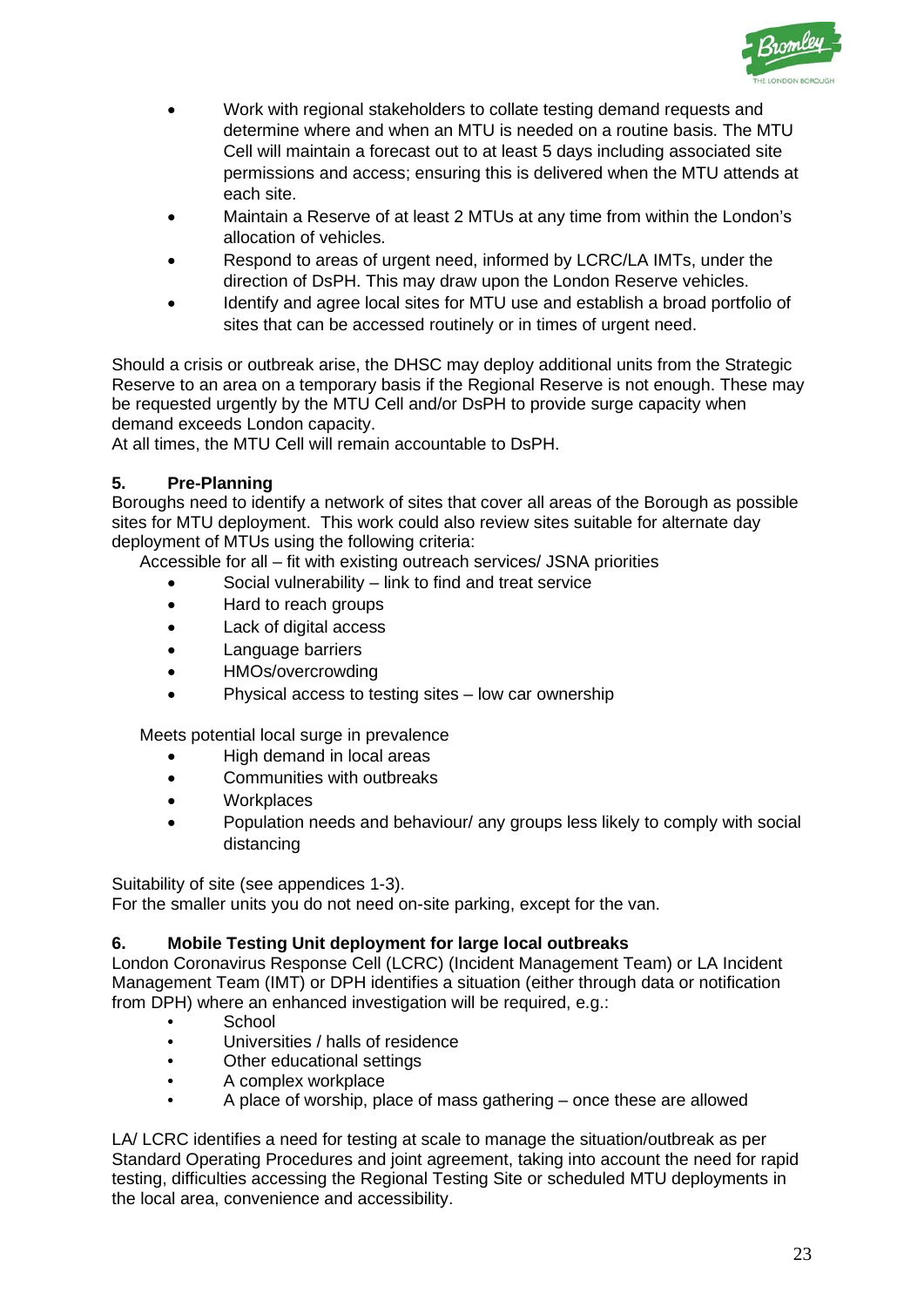- Work with regional stakeholders to collate testing demand requests and determine where and when an MTU is needed on a routine basis. The MTU Cell will maintain a forecast out to at least 5 days including associated site permissions and access; ensuring this is delivered when the MTU attends at each site.
- Maintain a Reserve of at least 2 MTUs at any time from within the London's allocation of vehicles.
- Respond to areas of urgent need, informed by LCRC/LA IMTs, under the direction of DsPH. This may draw upon the London Reserve vehicles.
- Identify and agree local sites for MTU use and establish a broad portfolio of sites that can be accessed routinely or in times of urgent need.

Should a crisis or outbreak arise, the DHSC may deploy additional units from the Strategic Reserve to an area on a temporary basis if the Regional Reserve is not enough. These may be requested urgently by the MTU Cell and/or DsPH to provide surge capacity when demand exceeds London capacity.
At all times, the MTU Cell will remain accountable to DsPH.

## 5. Pre-Planning

Boroughs need to identify a network of sites that cover all areas of the Borough as possible sites for MTU deployment. This work could also review sites suitable for alternate day deployment of MTUs using the following criteria:

Accessible for all – fit with existing outreach services/ JSNA priorities

- Social vulnerability – link to find and treat service
- Hard to reach groups
- Lack of digital access
- Language barriers
- HMOs/overcrowding
- Physical access to testing sites – low car ownership

Meets potential local surge in prevalence

- High demand in local areas
- Communities with outbreaks
- Workplaces
- Population needs and behaviour/ any groups less likely to comply with social distancing

Suitability of site (see appendices 1-3).
For the smaller units you do not need on-site parking, except for the van.

## 6. Mobile Testing Unit deployment for large local outbreaks

London Coronavirus Response Cell (LCRC) (Incident Management Team) or LA Incident Management Team (IMT) or DPH identifies a situation (either through data or notification from DPH) where an enhanced investigation will be required, e.g.:

- School
- Universities / halls of residence
- Other educational settings
- A complex workplace
- A place of worship, place of mass gathering – once these are allowed

LA/ LCRC identifies a need for testing at scale to manage the situation/outbreak as per Standard Operating Procedures and joint agreement, taking into account the need for rapid testing, difficulties accessing the Regional Testing Site or scheduled MTU deployments in the local area, convenience and accessibility.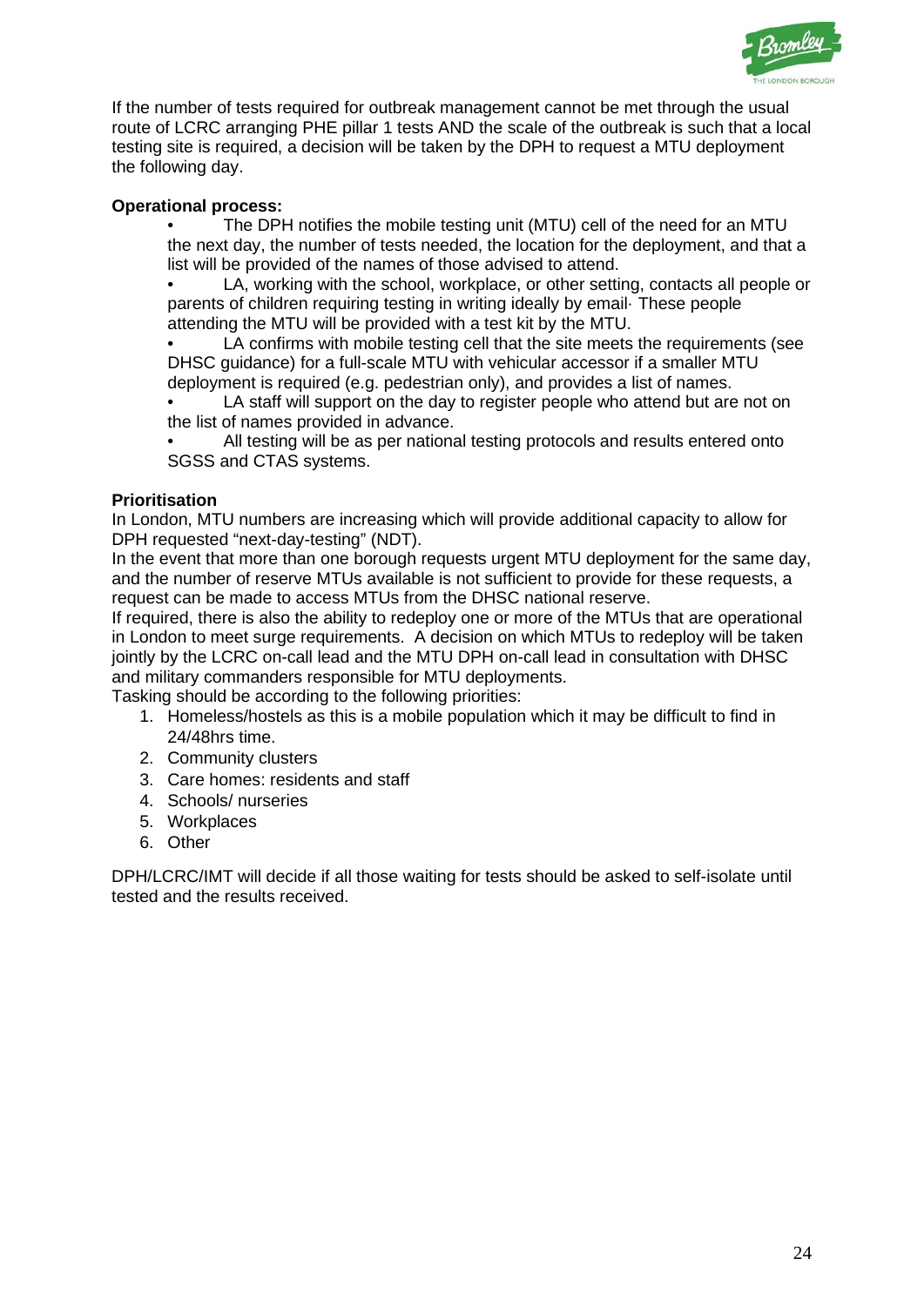If the number of tests required for outbreak management cannot be met through the usual route of LCRC arranging PHE pillar 1 tests AND the scale of the outbreak is such that a local testing site is required, a decision will be taken by the DPH to request a MTU deployment the following day.

**Operational process:**

- The DPH notifies the mobile testing unit (MTU) cell of the need for an MTU the next day, the number of tests needed, the location for the deployment, and that a list will be provided of the names of those advised to attend.
- LA, working with the school, workplace, or other setting, contacts all people or parents of children requiring testing in writing ideally by email· These people attending the MTU will be provided with a test kit by the MTU.
- LA confirms with mobile testing cell that the site meets the requirements (see DHSC guidance) for a full-scale MTU with vehicular accessor if a smaller MTU deployment is required (e.g. pedestrian only), and provides a list of names.
- LA staff will support on the day to register people who attend but are not on the list of names provided in advance.
- All testing will be as per national testing protocols and results entered onto SGSS and CTAS systems.

**Prioritisation**

In London, MTU numbers are increasing which will provide additional capacity to allow for DPH requested "next-day-testing" (NDT).

In the event that more than one borough requests urgent MTU deployment for the same day, and the number of reserve MTUs available is not sufficient to provide for these requests, a request can be made to access MTUs from the DHSC national reserve.

If required, there is also the ability to redeploy one or more of the MTUs that are operational in London to meet surge requirements. A decision on which MTUs to redeploy will be taken jointly by the LCRC on-call lead and the MTU DPH on-call lead in consultation with DHSC and military commanders responsible for MTU deployments.

Tasking should be according to the following priorities:

1. Homeless/hostels as this is a mobile population which it may be difficult to find in 24/48hrs time.
2. Community clusters
3. Care homes: residents and staff
4. Schools/ nurseries
5. Workplaces
6. Other

DPH/LCRC/IMT will decide if all those waiting for tests should be asked to self-isolate until tested and the results received.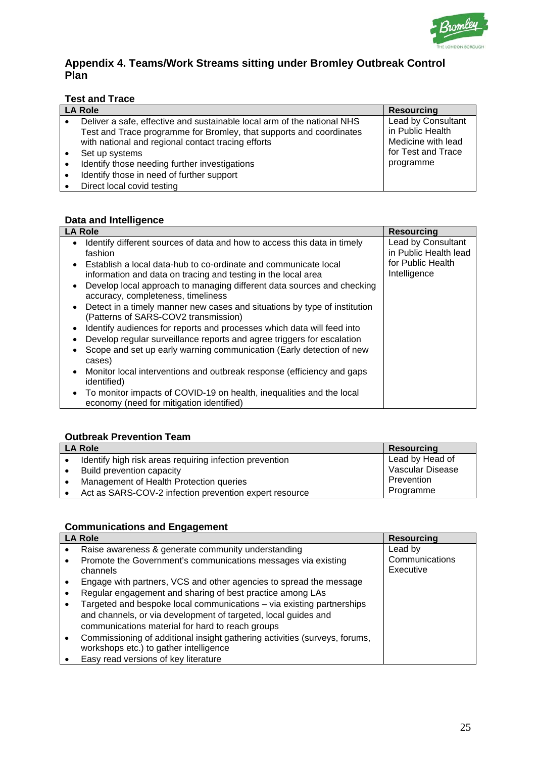## Appendix 4. Teams/Work Streams sitting under Bromley Outbreak Control Plan

### Test and Trace

| LA Role | Resourcing |
|---|---|
| • Deliver a safe, effective and sustainable local arm of the national NHS Test and Trace programme for Bromley, that supports and coordinates with national and regional contact tracing efforts<br>• Set up systems<br>• Identify those needing further investigations<br>• Identify those in need of further support<br>• Direct local covid testing | Lead by Consultant in Public Health Medicine with lead for Test and Trace programme |

### Data and Intelligence

| LA Role | Resourcing |
|---|---|
| • Identify different sources of data and how to access this data in timely fashion<br>• Establish a local data-hub to co-ordinate and communicate local information and data on tracing and testing in the local area<br>• Develop local approach to managing different data sources and checking accuracy, completeness, timeliness<br>• Detect in a timely manner new cases and situations by type of institution (Patterns of SARS-COV2 transmission)<br>• Identify audiences for reports and processes which data will feed into<br>• Develop regular surveillance reports and agree triggers for escalation<br>• Scope and set up early warning communication (Early detection of new cases)<br>• Monitor local interventions and outbreak response (efficiency and gaps identified)<br>• To monitor impacts of COVID-19 on health, inequalities and the local economy (need for mitigation identified) | Lead by Consultant in Public Health lead for Public Health Intelligence |

### Outbreak Prevention Team

| LA Role | Resourcing |
|---|---|
| • Identify high risk areas requiring infection prevention<br>• Build prevention capacity<br>• Management of Health Protection queries<br>• Act as SARS-COV-2 infection prevention expert resource | Lead by Head of Vascular Disease Prevention Programme |

### Communications and Engagement

| LA Role | Resourcing |
|---|---|
| • Raise awareness & generate community understanding<br>• Promote the Government's communications messages via existing channels<br>• Engage with partners, VCS and other agencies to spread the message<br>• Regular engagement and sharing of best practice among LAs<br>• Targeted and bespoke local communications – via existing partnerships and channels, or via development of targeted, local guides and communications material for hard to reach groups<br>• Commissioning of additional insight gathering activities (surveys, forums, workshops etc.) to gather intelligence<br>• Easy read versions of key literature | Lead by Communications Executive |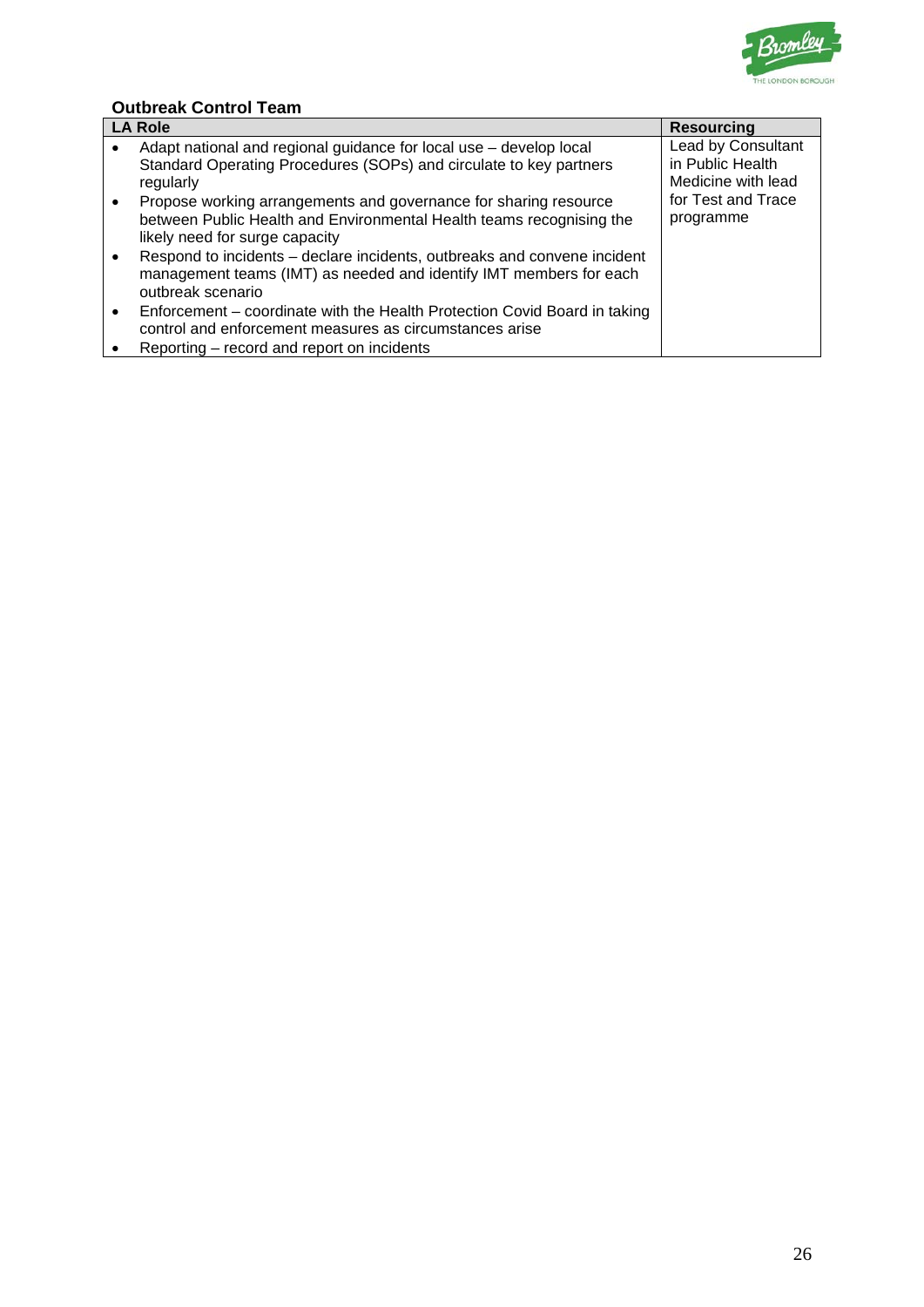**Outbreak Control Team**

| LA Role | Resourcing |
| --- | --- |
| • Adapt national and regional guidance for local use – develop local Standard Operating Procedures (SOPs) and circulate to key partners regularly<br>• Propose working arrangements and governance for sharing resource between Public Health and Environmental Health teams recognising the likely need for surge capacity<br>• Respond to incidents – declare incidents, outbreaks and convene incident management teams (IMT) as needed and identify IMT members for each outbreak scenario<br>• Enforcement – coordinate with the Health Protection Covid Board in taking control and enforcement measures as circumstances arise<br>• Reporting – record and report on incidents | Lead by Consultant in Public Health Medicine with lead for Test and Trace programme |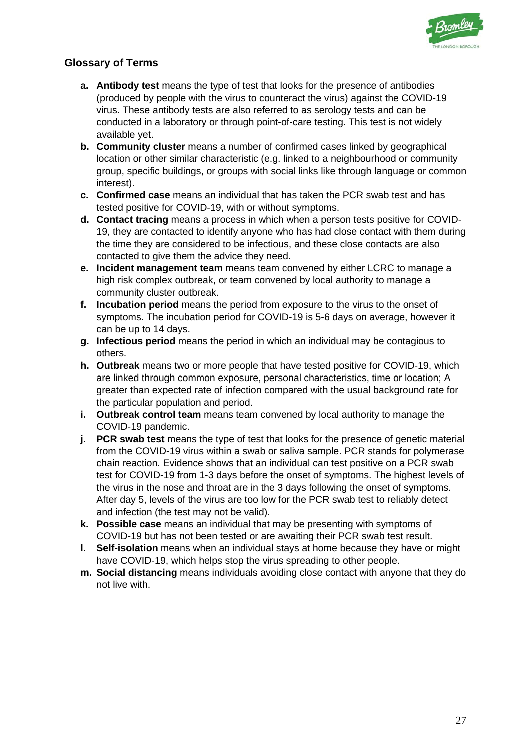## Glossary of Terms

a. **Antibody test** means the type of test that looks for the presence of antibodies (produced by people with the virus to counteract the virus) against the COVID-19 virus. These antibody tests are also referred to as serology tests and can be conducted in a laboratory or through point-of-care testing. This test is not widely available yet.

b. **Community cluster** means a number of confirmed cases linked by geographical location or other similar characteristic (e.g. linked to a neighbourhood or community group, specific buildings, or groups with social links like through language or common interest).

c. **Confirmed case** means an individual that has taken the PCR swab test and has tested positive for COVID-19, with or without symptoms.

d. **Contact tracing** means a process in which when a person tests positive for COVID-19, they are contacted to identify anyone who has had close contact with them during the time they are considered to be infectious, and these close contacts are also contacted to give them the advice they need.

e. **Incident management team** means team convened by either LCRC to manage a high risk complex outbreak, or team convened by local authority to manage a community cluster outbreak.

f. **Incubation period** means the period from exposure to the virus to the onset of symptoms. The incubation period for COVID-19 is 5-6 days on average, however it can be up to 14 days.

g. **Infectious period** means the period in which an individual may be contagious to others.

h. **Outbreak** means two or more people that have tested positive for COVID-19, which are linked through common exposure, personal characteristics, time or location; A greater than expected rate of infection compared with the usual background rate for the particular population and period.

i. **Outbreak control team** means team convened by local authority to manage the COVID-19 pandemic.

j. **PCR swab test** means the type of test that looks for the presence of genetic material from the COVID-19 virus within a swab or saliva sample. PCR stands for polymerase chain reaction. Evidence shows that an individual can test positive on a PCR swab test for COVID-19 from 1-3 days before the onset of symptoms. The highest levels of the virus in the nose and throat are in the 3 days following the onset of symptoms. After day 5, levels of the virus are too low for the PCR swab test to reliably detect and infection (the test may not be valid).

k. **Possible case** means an individual that may be presenting with symptoms of COVID-19 but has not been tested or are awaiting their PCR swab test result.

l. **Self**-**isolation** means when an individual stays at home because they have or might have COVID-19, which helps stop the virus spreading to other people.

m. **Social distancing** means individuals avoiding close contact with anyone that they do not live with.